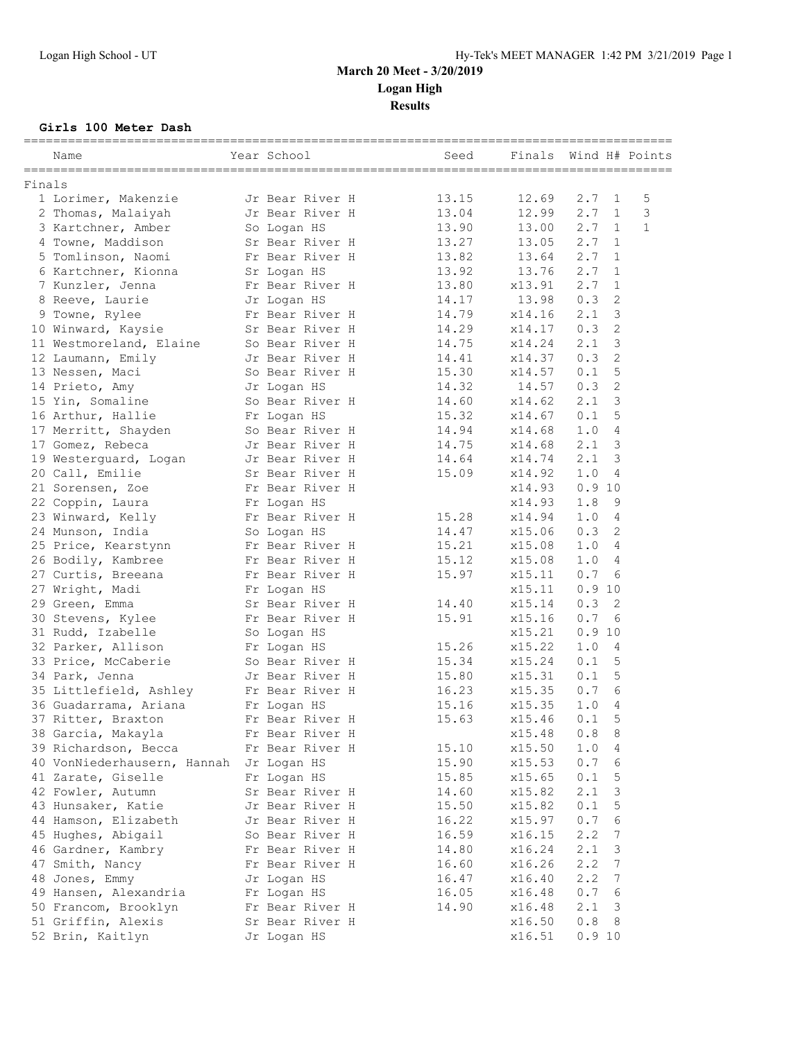# March 20 Meet - 3/20/2019

## Logan High

### Results

**Girls 100 Meter Dash**

| | Name | Year | School | Seed | Finals | Wind | H# | Points |
|---|---|---|---|---|---|---|---|---|
| **Finals** | | | | | | | | |
| 1 | Lorimer, Makenzie | Jr | Bear River H | 13.15 | 12.69 | 2.7 | 1 | 5 |
| 2 | Thomas, Malaiyah | Jr | Bear River H | 13.04 | 12.99 | 2.7 | 1 | 3 |
| 3 | Kartchner, Amber | So | Logan HS | 13.90 | 13.00 | 2.7 | 1 | 1 |
| 4 | Towne, Maddison | Sr | Bear River H | 13.27 | 13.05 | 2.7 | 1 | |
| 5 | Tomlinson, Naomi | Fr | Bear River H | 13.82 | 13.64 | 2.7 | 1 | |
| 6 | Kartchner, Kionna | Sr | Logan HS | 13.92 | 13.76 | 2.7 | 1 | |
| 7 | Kunzler, Jenna | Fr | Bear River H | 13.80 | x13.91 | 2.7 | 1 | |
| 8 | Reeve, Laurie | Jr | Logan HS | 14.17 | 13.98 | 0.3 | 2 | |
| 9 | Towne, Rylee | Fr | Bear River H | 14.79 | x14.16 | 2.1 | 3 | |
| 10 | Winward, Kaysie | Sr | Bear River H | 14.29 | x14.17 | 0.3 | 2 | |
| 11 | Westmoreland, Elaine | So | Bear River H | 14.75 | x14.24 | 2.1 | 3 | |
| 12 | Laumann, Emily | Jr | Bear River H | 14.41 | x14.37 | 0.3 | 2 | |
| 13 | Nessen, Maci | So | Bear River H | 15.30 | x14.57 | 0.1 | 5 | |
| 14 | Prieto, Amy | Jr | Logan HS | 14.32 | 14.57 | 0.3 | 2 | |
| 15 | Yin, Somaline | So | Bear River H | 14.60 | x14.62 | 2.1 | 3 | |
| 16 | Arthur, Hallie | Fr | Logan HS | 15.32 | x14.67 | 0.1 | 5 | |
| 17 | Merritt, Shayden | So | Bear River H | 14.94 | x14.68 | 1.0 | 4 | |
| 17 | Gomez, Rebeca | Jr | Bear River H | 14.75 | x14.68 | 2.1 | 3 | |
| 19 | Westerguard, Logan | Jr | Bear River H | 14.64 | x14.74 | 2.1 | 3 | |
| 20 | Call, Emilie | Sr | Bear River H | 15.09 | x14.92 | 1.0 | 4 | |
| 21 | Sorensen, Zoe | Fr | Bear River H | | x14.93 | 0.9 | 10 | |
| 22 | Coppin, Laura | Fr | Logan HS | | x14.93 | 1.8 | 9 | |
| 23 | Winward, Kelly | Fr | Bear River H | 15.28 | x14.94 | 1.0 | 4 | |
| 24 | Munson, India | So | Logan HS | 14.47 | x15.06 | 0.3 | 2 | |
| 25 | Price, Kearstynn | Fr | Bear River H | 15.21 | x15.08 | 1.0 | 4 | |
| 26 | Bodily, Kambree | Fr | Bear River H | 15.12 | x15.08 | 1.0 | 4 | |
| 27 | Curtis, Breeana | Fr | Bear River H | 15.97 | x15.11 | 0.7 | 6 | |
| 27 | Wright, Madi | Fr | Logan HS | | x15.11 | 0.9 | 10 | |
| 29 | Green, Emma | Sr | Bear River H | 14.40 | x15.14 | 0.3 | 2 | |
| 30 | Stevens, Kylee | Fr | Bear River H | 15.91 | x15.16 | 0.7 | 6 | |
| 31 | Rudd, Izabelle | So | Logan HS | | x15.21 | 0.9 | 10 | |
| 32 | Parker, Allison | Fr | Logan HS | 15.26 | x15.22 | 1.0 | 4 | |
| 33 | Price, McCaberie | So | Bear River H | 15.34 | x15.24 | 0.1 | 5 | |
| 34 | Park, Jenna | Jr | Bear River H | 15.80 | x15.31 | 0.1 | 5 | |
| 35 | Littlefield, Ashley | Fr | Bear River H | 16.23 | x15.35 | 0.7 | 6 | |
| 36 | Guadarrama, Ariana | Fr | Logan HS | 15.16 | x15.35 | 1.0 | 4 | |
| 37 | Ritter, Braxton | Fr | Bear River H | 15.63 | x15.46 | 0.1 | 5 | |
| 38 | Garcia, Makayla | Fr | Bear River H | | x15.48 | 0.8 | 8 | |
| 39 | Richardson, Becca | Fr | Bear River H | 15.10 | x15.50 | 1.0 | 4 | |
| 40 | VonNiederhausern, Hannah | Jr | Logan HS | 15.90 | x15.53 | 0.7 | 6 | |
| 41 | Zarate, Giselle | Fr | Logan HS | 15.85 | x15.65 | 0.1 | 5 | |
| 42 | Fowler, Autumn | Sr | Bear River H | 14.60 | x15.82 | 2.1 | 3 | |
| 43 | Hunsaker, Katie | Jr | Bear River H | 15.50 | x15.82 | 0.1 | 5 | |
| 44 | Hamson, Elizabeth | Jr | Bear River H | 16.22 | x15.97 | 0.7 | 6 | |
| 45 | Hughes, Abigail | So | Bear River H | 16.59 | x16.15 | 2.2 | 7 | |
| 46 | Gardner, Kambry | Fr | Bear River H | 14.80 | x16.24 | 2.1 | 3 | |
| 47 | Smith, Nancy | Fr | Bear River H | 16.60 | x16.26 | 2.2 | 7 | |
| 48 | Jones, Emmy | Jr | Logan HS | 16.47 | x16.40 | 2.2 | 7 | |
| 49 | Hansen, Alexandria | Fr | Logan HS | 16.05 | x16.48 | 0.7 | 6 | |
| 50 | Francom, Brooklyn | Fr | Bear River H | 14.90 | x16.48 | 2.1 | 3 | |
| 51 | Griffin, Alexis | Sr | Bear River H | | x16.50 | 0.8 | 8 | |
| 52 | Brin, Kaitlyn | Jr | Logan HS | | x16.51 | 0.9 | 10 | |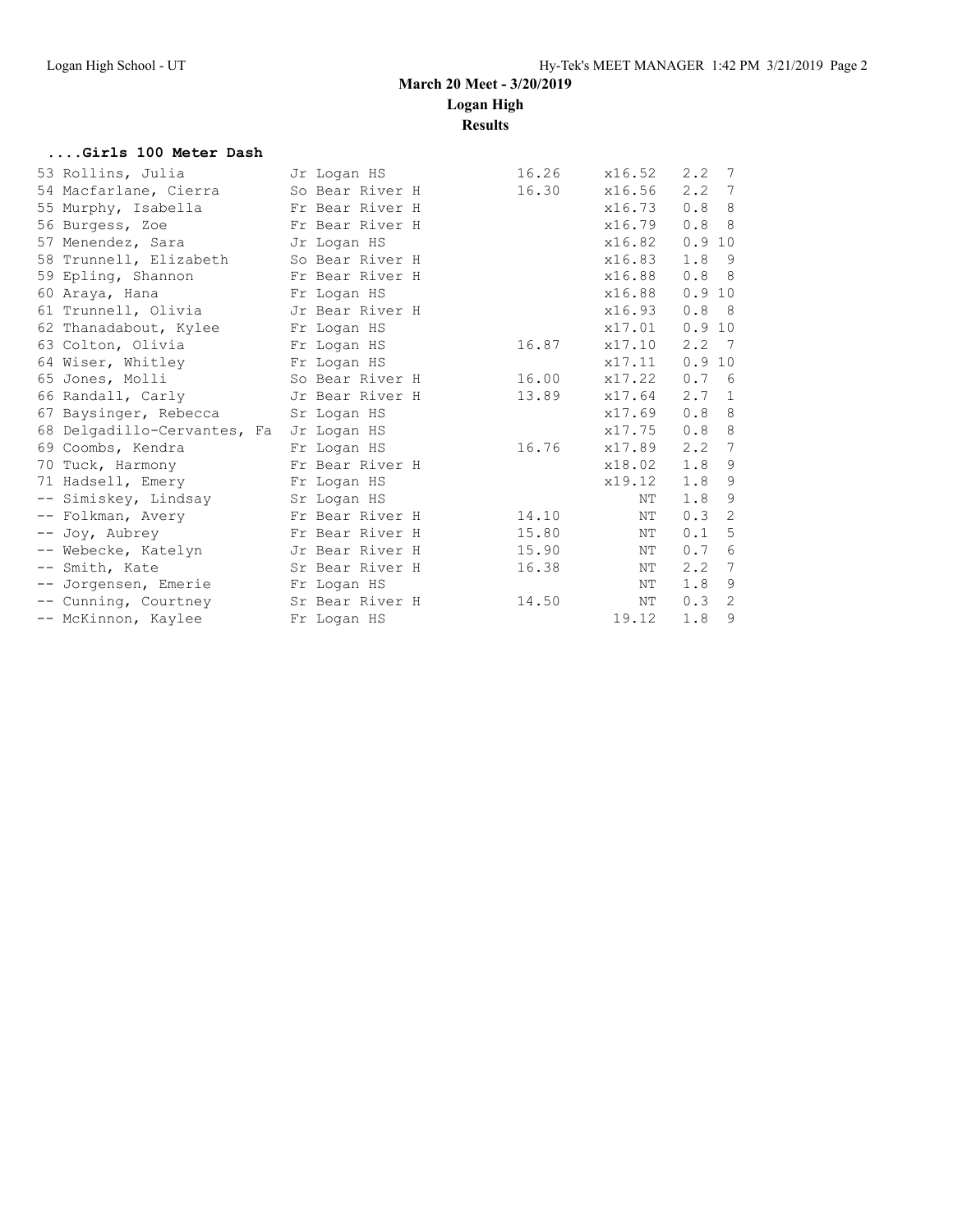**March 20 Meet - 3/20/2019**

**Logan High**

**Results**

### ....Girls 100 Meter Dash

| Place | Name | Year | School | Seed | Finals | Wind | H# |
|---|---|---|---|---|---|---|---|
| 53 | Rollins, Julia | Jr | Logan HS | 16.26 | x16.52 | 2.2 | 7 |
| 54 | Macfarlane, Cierra | So | Bear River H | 16.30 | x16.56 | 2.2 | 7 |
| 55 | Murphy, Isabella | Fr | Bear River H | | x16.73 | 0.8 | 8 |
| 56 | Burgess, Zoe | Fr | Bear River H | | x16.79 | 0.8 | 8 |
| 57 | Menendez, Sara | Jr | Logan HS | | x16.82 | 0.9 | 10 |
| 58 | Trunnell, Elizabeth | So | Bear River H | | x16.83 | 1.8 | 9 |
| 59 | Epling, Shannon | Fr | Bear River H | | x16.88 | 0.8 | 8 |
| 60 | Araya, Hana | Fr | Logan HS | | x16.88 | 0.9 | 10 |
| 61 | Trunnell, Olivia | Jr | Bear River H | | x16.93 | 0.8 | 8 |
| 62 | Thanadabout, Kylee | Fr | Logan HS | | x17.01 | 0.9 | 10 |
| 63 | Colton, Olivia | Fr | Logan HS | 16.87 | x17.10 | 2.2 | 7 |
| 64 | Wiser, Whitley | Fr | Logan HS | | x17.11 | 0.9 | 10 |
| 65 | Jones, Molli | So | Bear River H | 16.00 | x17.22 | 0.7 | 6 |
| 66 | Randall, Carly | Jr | Bear River H | 13.89 | x17.64 | 2.7 | 1 |
| 67 | Baysinger, Rebecca | Sr | Logan HS | | x17.69 | 0.8 | 8 |
| 68 | Delgadillo-Cervantes, Fa | Jr | Logan HS | | x17.75 | 0.8 | 8 |
| 69 | Coombs, Kendra | Fr | Logan HS | 16.76 | x17.89 | 2.2 | 7 |
| 70 | Tuck, Harmony | Fr | Bear River H | | x18.02 | 1.8 | 9 |
| 71 | Hadsell, Emery | Fr | Logan HS | | x19.12 | 1.8 | 9 |
| -- | Simiskey, Lindsay | Sr | Logan HS | | NT | 1.8 | 9 |
| -- | Folkman, Avery | Fr | Bear River H | 14.10 | NT | 0.3 | 2 |
| -- | Joy, Aubrey | Fr | Bear River H | 15.80 | NT | 0.1 | 5 |
| -- | Webecke, Katelyn | Jr | Bear River H | 15.90 | NT | 0.7 | 6 |
| -- | Smith, Kate | Sr | Bear River H | 16.38 | NT | 2.2 | 7 |
| -- | Jorgensen, Emerie | Fr | Logan HS | | NT | 1.8 | 9 |
| -- | Cunning, Courtney | Sr | Bear River H | 14.50 | NT | 0.3 | 2 |
| -- | McKinnon, Kaylee | Fr | Logan HS | | 19.12 | 1.8 | 9 |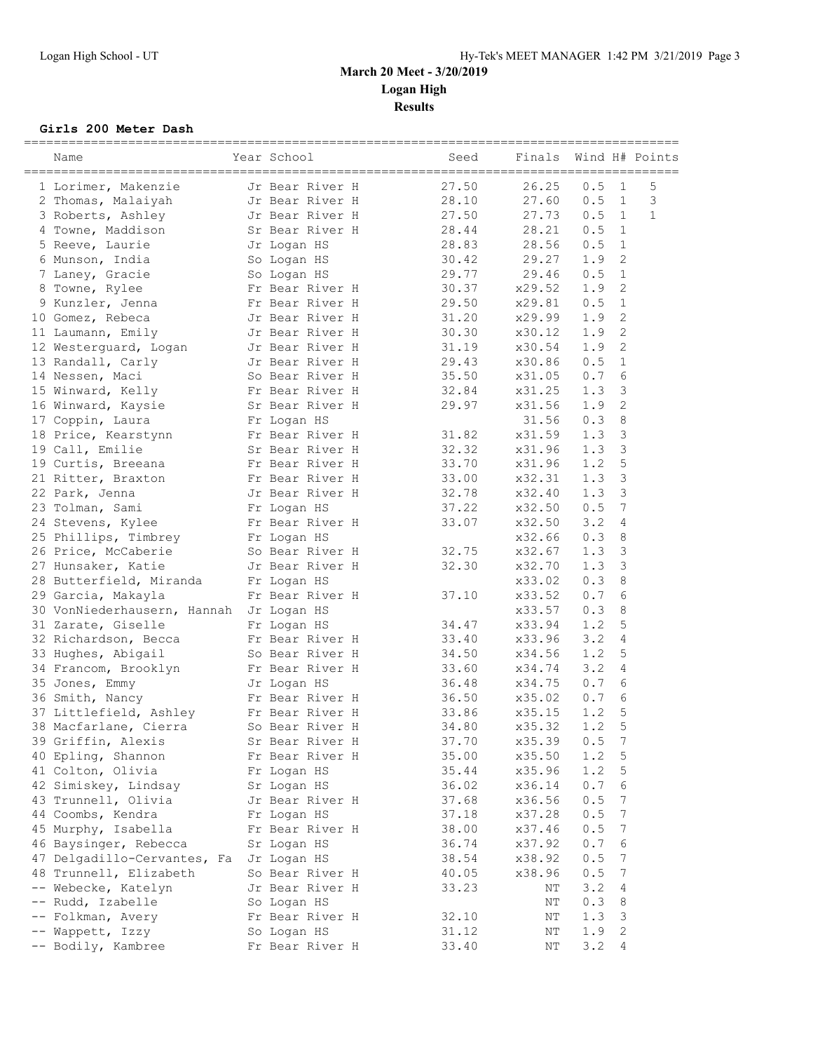# March 20 Meet - 3/20/2019

## Logan High

## Results

### Girls 200 Meter Dash

| Place | Name | Year | School | Seed | Finals | Wind | H# | Points |
|---|---|---|---|---|---|---|---|---|
| 1 | Lorimer, Makenzie | Jr | Bear River H | 27.50 | 26.25 | 0.5 | 1 | 5 |
| 2 | Thomas, Malaiyah | Jr | Bear River H | 28.10 | 27.60 | 0.5 | 1 | 3 |
| 3 | Roberts, Ashley | Jr | Bear River H | 27.50 | 27.73 | 0.5 | 1 | 1 |
| 4 | Towne, Maddison | Sr | Bear River H | 28.44 | 28.21 | 0.5 | 1 | |
| 5 | Reeve, Laurie | Jr | Logan HS | 28.83 | 28.56 | 0.5 | 1 | |
| 6 | Munson, India | So | Logan HS | 30.42 | 29.27 | 1.9 | 2 | |
| 7 | Laney, Gracie | So | Logan HS | 29.77 | 29.46 | 0.5 | 1 | |
| 8 | Towne, Rylee | Fr | Bear River H | 30.37 | x29.52 | 1.9 | 2 | |
| 9 | Kunzler, Jenna | Fr | Bear River H | 29.50 | x29.81 | 0.5 | 1 | |
| 10 | Gomez, Rebeca | Jr | Bear River H | 31.20 | x29.99 | 1.9 | 2 | |
| 11 | Laumann, Emily | Jr | Bear River H | 30.30 | x30.12 | 1.9 | 2 | |
| 12 | Westerguard, Logan | Jr | Bear River H | 31.19 | x30.54 | 1.9 | 2 | |
| 13 | Randall, Carly | Jr | Bear River H | 29.43 | x30.86 | 0.5 | 1 | |
| 14 | Nessen, Maci | So | Bear River H | 35.50 | x31.05 | 0.7 | 6 | |
| 15 | Winward, Kelly | Fr | Bear River H | 32.84 | x31.25 | 1.3 | 3 | |
| 16 | Winward, Kaysie | Sr | Bear River H | 29.97 | x31.56 | 1.9 | 2 | |
| 17 | Coppin, Laura | Fr | Logan HS | | 31.56 | 0.3 | 8 | |
| 18 | Price, Kearstynn | Fr | Bear River H | 31.82 | x31.59 | 1.3 | 3 | |
| 19 | Call, Emilie | Sr | Bear River H | 32.32 | x31.96 | 1.3 | 3 | |
| 19 | Curtis, Breeana | Fr | Bear River H | 33.70 | x31.96 | 1.2 | 5 | |
| 21 | Ritter, Braxton | Fr | Bear River H | 33.00 | x32.31 | 1.3 | 3 | |
| 22 | Park, Jenna | Jr | Bear River H | 32.78 | x32.40 | 1.3 | 3 | |
| 23 | Tolman, Sami | Fr | Logan HS | 37.22 | x32.50 | 0.5 | 7 | |
| 24 | Stevens, Kylee | Fr | Bear River H | 33.07 | x32.50 | 3.2 | 4 | |
| 25 | Phillips, Timbrey | Fr | Logan HS | | x32.66 | 0.3 | 8 | |
| 26 | Price, McCaberie | So | Bear River H | 32.75 | x32.67 | 1.3 | 3 | |
| 27 | Hunsaker, Katie | Jr | Bear River H | 32.30 | x32.70 | 1.3 | 3 | |
| 28 | Butterfield, Miranda | Fr | Logan HS | | x33.02 | 0.3 | 8 | |
| 29 | Garcia, Makayla | Fr | Bear River H | 37.10 | x33.52 | 0.7 | 6 | |
| 30 | VonNiederhausern, Hannah | Jr | Logan HS | | x33.57 | 0.3 | 8 | |
| 31 | Zarate, Giselle | Fr | Logan HS | 34.47 | x33.94 | 1.2 | 5 | |
| 32 | Richardson, Becca | Fr | Bear River H | 33.40 | x33.96 | 3.2 | 4 | |
| 33 | Hughes, Abigail | So | Bear River H | 34.50 | x34.56 | 1.2 | 5 | |
| 34 | Francom, Brooklyn | Fr | Bear River H | 33.60 | x34.74 | 3.2 | 4 | |
| 35 | Jones, Emmy | Jr | Logan HS | 36.48 | x34.75 | 0.7 | 6 | |
| 36 | Smith, Nancy | Fr | Bear River H | 36.50 | x35.02 | 0.7 | 6 | |
| 37 | Littlefield, Ashley | Fr | Bear River H | 33.86 | x35.15 | 1.2 | 5 | |
| 38 | Macfarlane, Cierra | So | Bear River H | 34.80 | x35.32 | 1.2 | 5 | |
| 39 | Griffin, Alexis | Sr | Bear River H | 37.70 | x35.39 | 0.5 | 7 | |
| 40 | Epling, Shannon | Fr | Bear River H | 35.00 | x35.50 | 1.2 | 5 | |
| 41 | Colton, Olivia | Fr | Logan HS | 35.44 | x35.96 | 1.2 | 5 | |
| 42 | Simiskey, Lindsay | Sr | Logan HS | 36.02 | x36.14 | 0.7 | 6 | |
| 43 | Trunnell, Olivia | Jr | Bear River H | 37.68 | x36.56 | 0.5 | 7 | |
| 44 | Coombs, Kendra | Fr | Logan HS | 37.18 | x37.28 | 0.5 | 7 | |
| 45 | Murphy, Isabella | Fr | Bear River H | 38.00 | x37.46 | 0.5 | 7 | |
| 46 | Baysinger, Rebecca | Sr | Logan HS | 36.74 | x37.92 | 0.7 | 6 | |
| 47 | Delgadillo-Cervantes, Fa | Jr | Logan HS | 38.54 | x38.92 | 0.5 | 7 | |
| 48 | Trunnell, Elizabeth | So | Bear River H | 40.05 | x38.96 | 0.5 | 7 | |
| -- | Webecke, Katelyn | Jr | Bear River H | 33.23 | NT | 3.2 | 4 | |
| -- | Rudd, Izabelle | So | Logan HS | | NT | 0.3 | 8 | |
| -- | Folkman, Avery | Fr | Bear River H | 32.10 | NT | 1.3 | 3 | |
| -- | Wappett, Izzy | So | Logan HS | 31.12 | NT | 1.9 | 2 | |
| -- | Bodily, Kambree | Fr | Bear River H | 33.40 | NT | 3.2 | 4 | |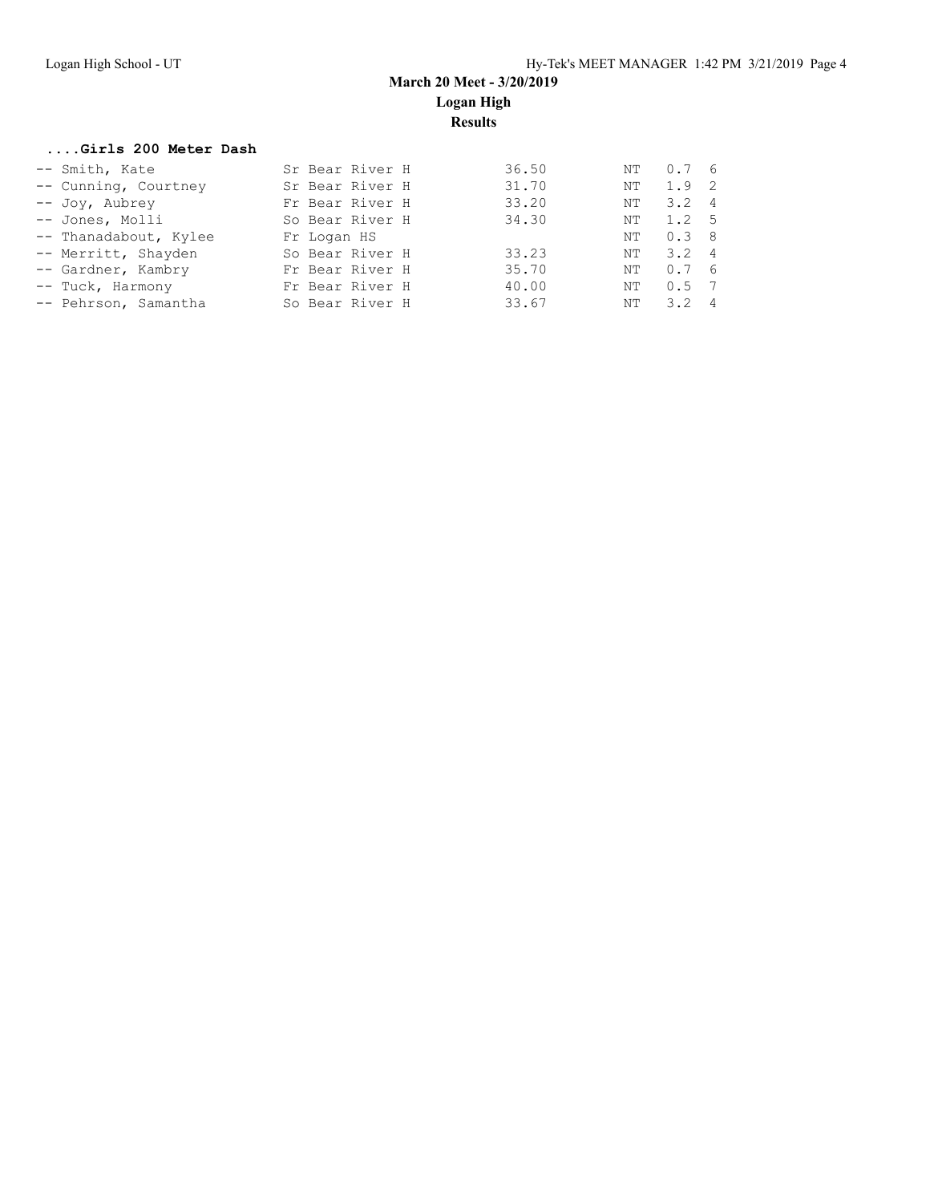March 20 Meet - 3/20/2019
Logan High
Results

### ....Girls 200 Meter Dash

| | Name | Yr | School | Seed | Finals | Wind | H# |
|---|---|---|---|---|---|---|---|
| -- | Smith, Kate | Sr | Bear River H | 36.50 | NT | 0.7 | 6 |
| -- | Cunning, Courtney | Sr | Bear River H | 31.70 | NT | 1.9 | 2 |
| -- | Joy, Aubrey | Fr | Bear River H | 33.20 | NT | 3.2 | 4 |
| -- | Jones, Molli | So | Bear River H | 34.30 | NT | 1.2 | 5 |
| -- | Thanadabout, Kylee | Fr | Logan HS | | NT | 0.3 | 8 |
| -- | Merritt, Shayden | So | Bear River H | 33.23 | NT | 3.2 | 4 |
| -- | Gardner, Kambry | Fr | Bear River H | 35.70 | NT | 0.7 | 6 |
| -- | Tuck, Harmony | Fr | Bear River H | 40.00 | NT | 0.5 | 7 |
| -- | Pehrson, Samantha | So | Bear River H | 33.67 | NT | 3.2 | 4 |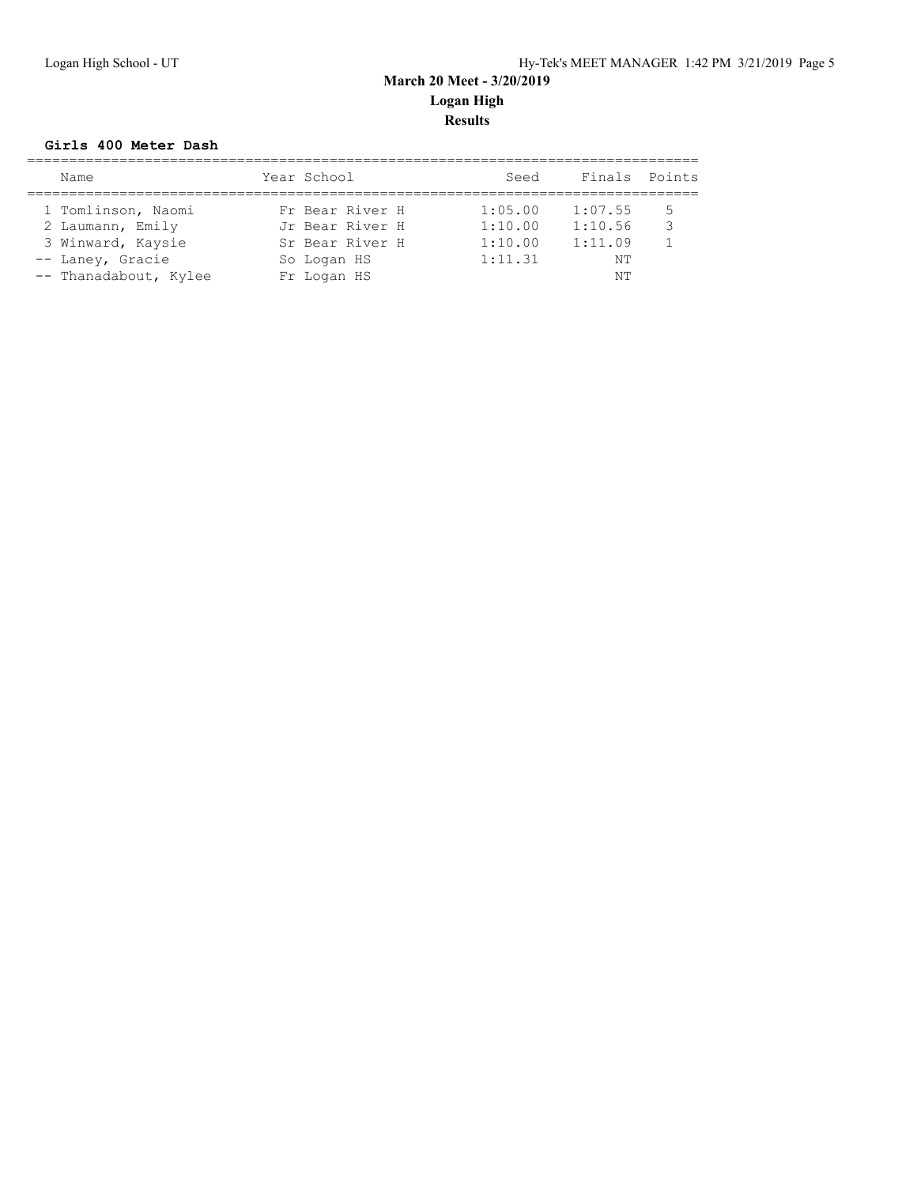# March 20 Meet - 3/20/2019
## Logan High
## Results

**Girls 400 Meter Dash**

| | Name | Year | School | Seed | Finals | Points |
|---|---|---|---|---|---|---|
| 1 | Tomlinson, Naomi | Fr | Bear River H | 1:05.00 | 1:07.55 | 5 |
| 2 | Laumann, Emily | Jr | Bear River H | 1:10.00 | 1:10.56 | 3 |
| 3 | Winward, Kaysie | Sr | Bear River H | 1:10.00 | 1:11.09 | 1 |
| -- | Laney, Gracie | So | Logan HS | 1:11.31 | NT | |
| -- | Thanadabout, Kylee | Fr | Logan HS | | NT | |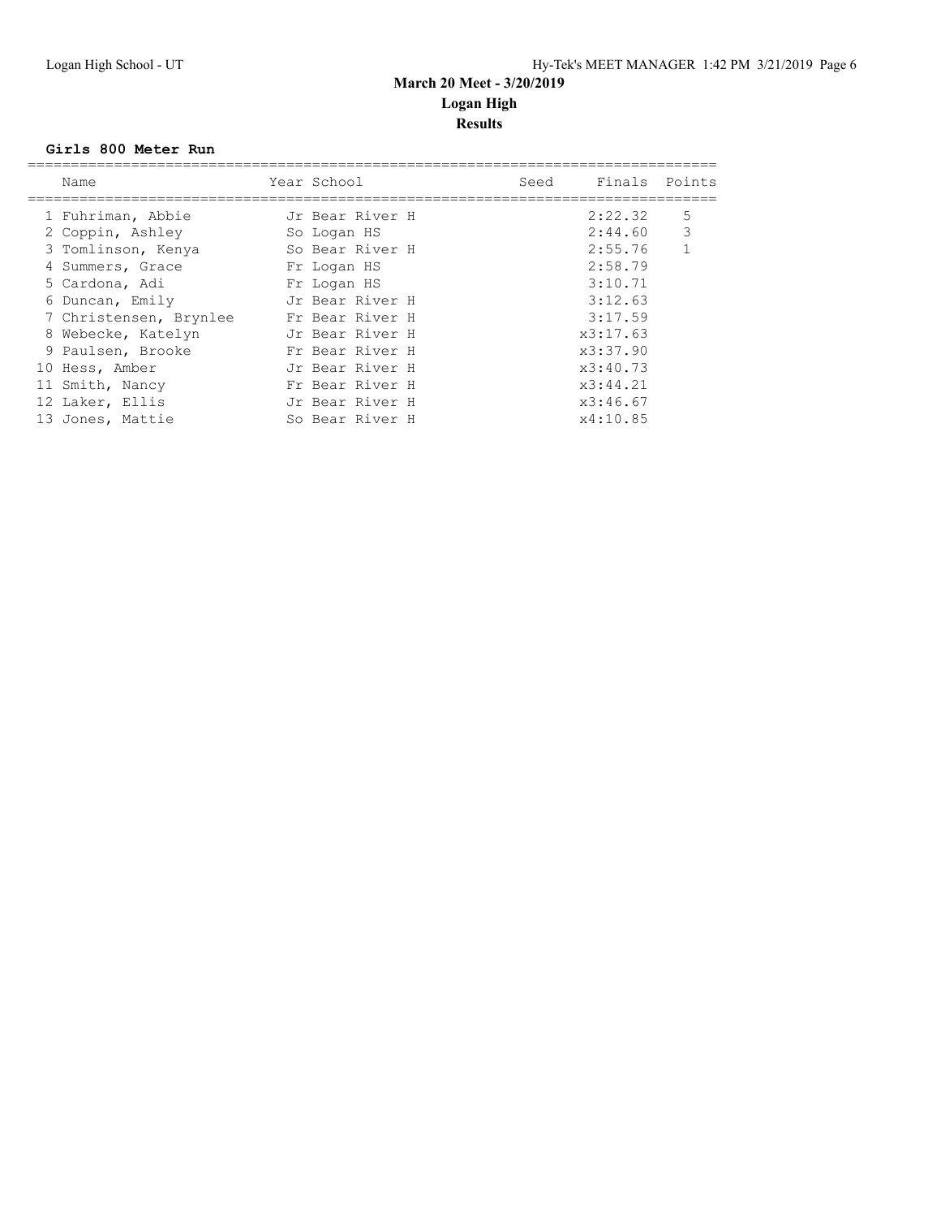# March 20 Meet - 3/20/2019

## Logan High

## Results

### Girls 800 Meter Run

| Place | Name | Year | School | Seed | Finals | Points |
|---|---|---|---|---|---|---|
| 1 | Fuhriman, Abbie | Jr | Bear River H | | 2:22.32 | 5 |
| 2 | Coppin, Ashley | So | Logan HS | | 2:44.60 | 3 |
| 3 | Tomlinson, Kenya | So | Bear River H | | 2:55.76 | 1 |
| 4 | Summers, Grace | Fr | Logan HS | | 2:58.79 | |
| 5 | Cardona, Adi | Fr | Logan HS | | 3:10.71 | |
| 6 | Duncan, Emily | Jr | Bear River H | | 3:12.63 | |
| 7 | Christensen, Brynlee | Fr | Bear River H | | 3:17.59 | |
| 8 | Webecke, Katelyn | Jr | Bear River H | | x3:17.63 | |
| 9 | Paulsen, Brooke | Fr | Bear River H | | x3:37.90 | |
| 10 | Hess, Amber | Jr | Bear River H | | x3:40.73 | |
| 11 | Smith, Nancy | Fr | Bear River H | | x3:44.21 | |
| 12 | Laker, Ellis | Jr | Bear River H | | x3:46.67 | |
| 13 | Jones, Mattie | So | Bear River H | | x4:10.85 | |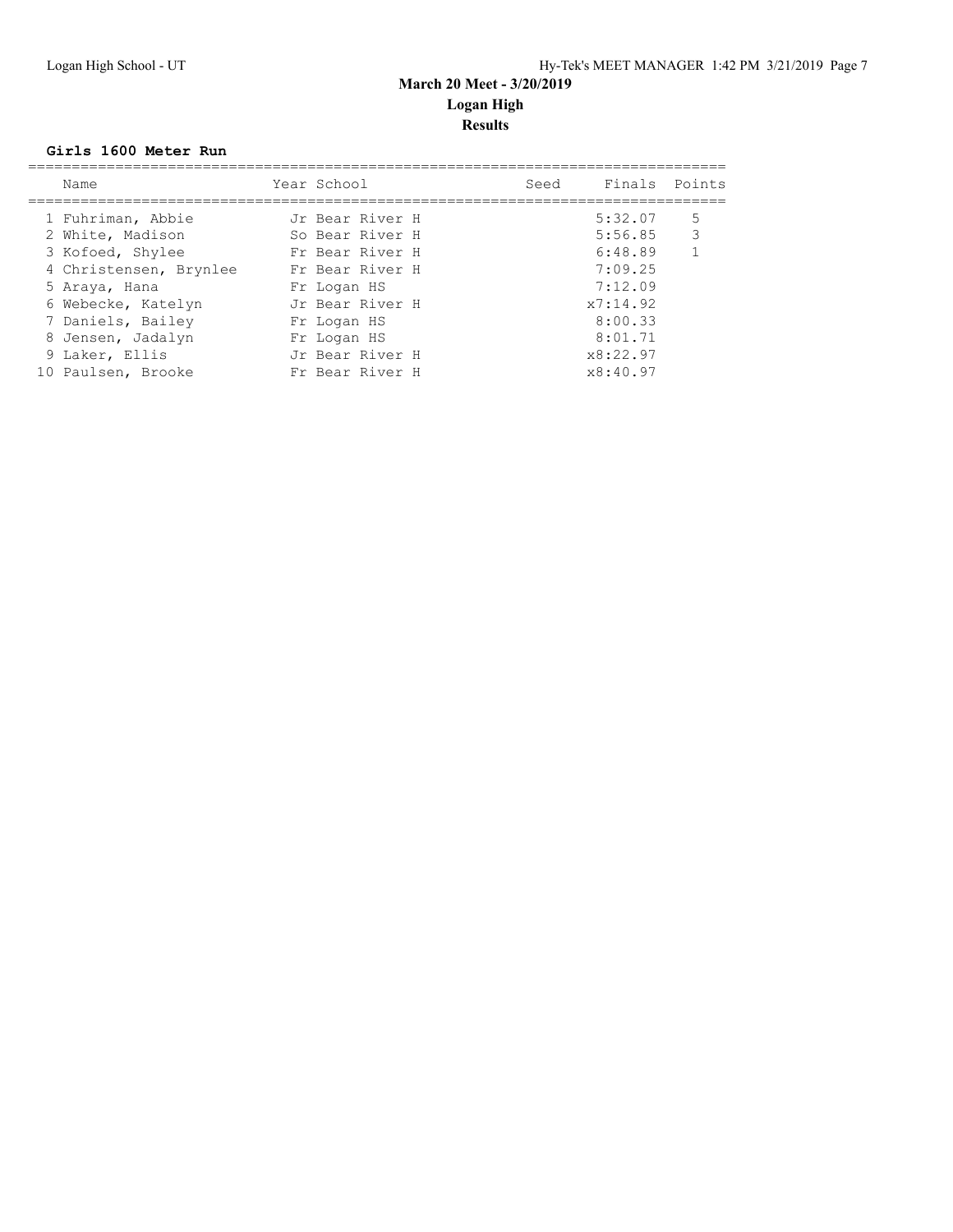# March 20 Meet - 3/20/2019

## Logan High

### Results

**Girls 1600 Meter Run**

| | Name | Year | School | Seed | Finals | Points |
|---|---|---|---|---|---|---|
| 1 | Fuhriman, Abbie | Jr | Bear River H | | 5:32.07 | 5 |
| 2 | White, Madison | So | Bear River H | | 5:56.85 | 3 |
| 3 | Kofoed, Shylee | Fr | Bear River H | | 6:48.89 | 1 |
| 4 | Christensen, Brynlee | Fr | Bear River H | | 7:09.25 | |
| 5 | Araya, Hana | Fr | Logan HS | | 7:12.09 | |
| 6 | Webecke, Katelyn | Jr | Bear River H | | x7:14.92 | |
| 7 | Daniels, Bailey | Fr | Logan HS | | 8:00.33 | |
| 8 | Jensen, Jadalyn | Fr | Logan HS | | 8:01.71 | |
| 9 | Laker, Ellis | Jr | Bear River H | | x8:22.97 | |
| 10 | Paulsen, Brooke | Fr | Bear River H | | x8:40.97 | |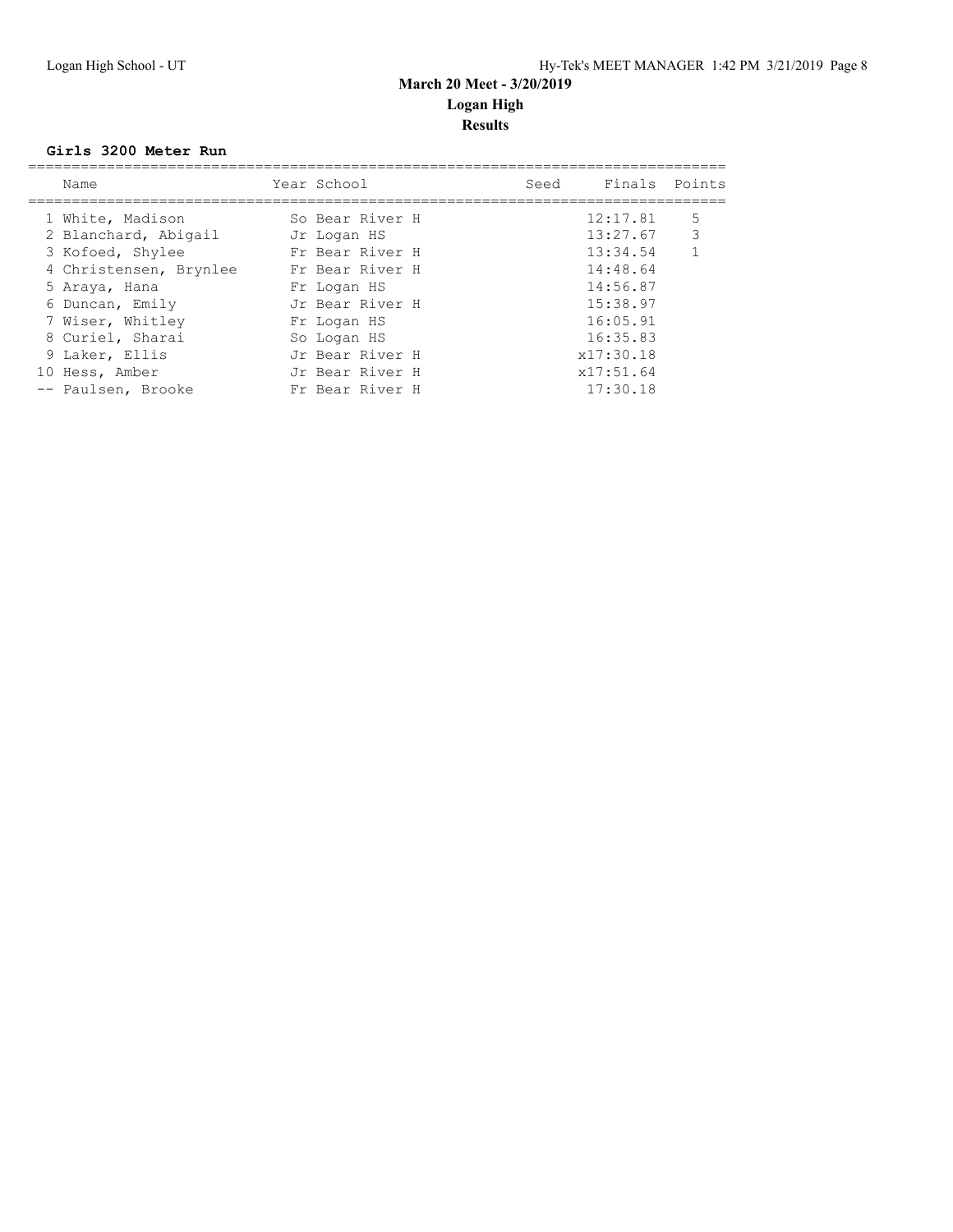# March 20 Meet - 3/20/2019
## Logan High
## Results

### Girls 3200 Meter Run

| | Name | Year | School | Seed | Finals | Points |
|---|---|---|---|---|---|---|
| 1 | White, Madison | So | Bear River H | | 12:17.81 | 5 |
| 2 | Blanchard, Abigail | Jr | Logan HS | | 13:27.67 | 3 |
| 3 | Kofoed, Shylee | Fr | Bear River H | | 13:34.54 | 1 |
| 4 | Christensen, Brynlee | Fr | Bear River H | | 14:48.64 | |
| 5 | Araya, Hana | Fr | Logan HS | | 14:56.87 | |
| 6 | Duncan, Emily | Jr | Bear River H | | 15:38.97 | |
| 7 | Wiser, Whitley | Fr | Logan HS | | 16:05.91 | |
| 8 | Curiel, Sharai | So | Logan HS | | 16:35.83 | |
| 9 | Laker, Ellis | Jr | Bear River H | | x17:30.18 | |
| 10 | Hess, Amber | Jr | Bear River H | | x17:51.64 | |
| -- | Paulsen, Brooke | Fr | Bear River H | | 17:30.18 | |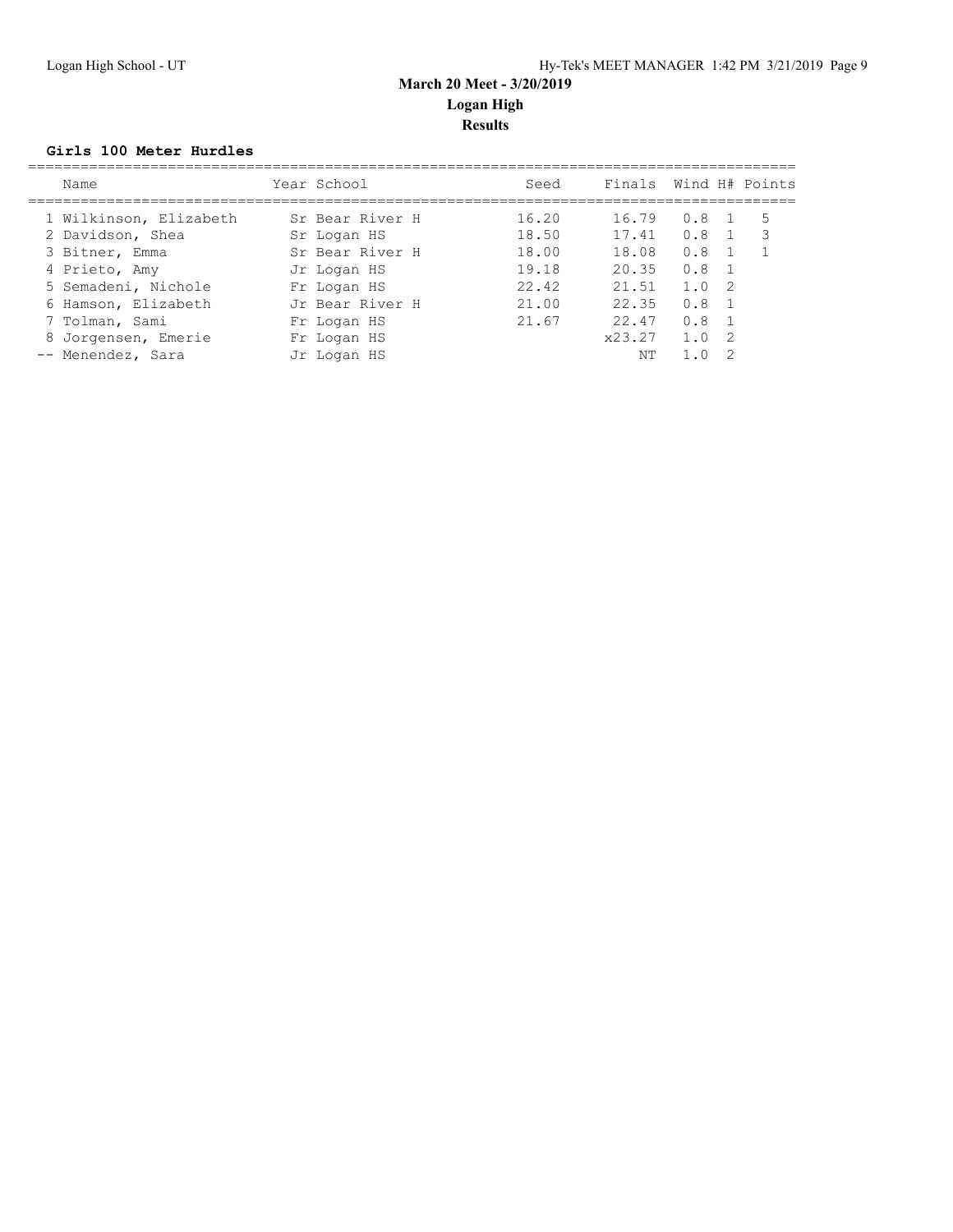**March 20 Meet - 3/20/2019**

**Logan High**

**Results**

### Girls 100 Meter Hurdles

| | Name | Year | School | Seed | Finals | Wind | H# | Points |
|---|---|---|---|---|---|---|---|---|
| 1 | Wilkinson, Elizabeth | Sr | Bear River H | 16.20 | 16.79 | 0.8 | 1 | 5 |
| 2 | Davidson, Shea | Sr | Logan HS | 18.50 | 17.41 | 0.8 | 1 | 3 |
| 3 | Bitner, Emma | Sr | Bear River H | 18.00 | 18.08 | 0.8 | 1 | 1 |
| 4 | Prieto, Amy | Jr | Logan HS | 19.18 | 20.35 | 0.8 | 1 | |
| 5 | Semadeni, Nichole | Fr | Logan HS | 22.42 | 21.51 | 1.0 | 2 | |
| 6 | Hamson, Elizabeth | Jr | Bear River H | 21.00 | 22.35 | 0.8 | 1 | |
| 7 | Tolman, Sami | Fr | Logan HS | 21.67 | 22.47 | 0.8 | 1 | |
| 8 | Jorgensen, Emerie | Fr | Logan HS | | x23.27 | 1.0 | 2 | |
| -- | Menendez, Sara | Jr | Logan HS | | NT | 1.0 | 2 | |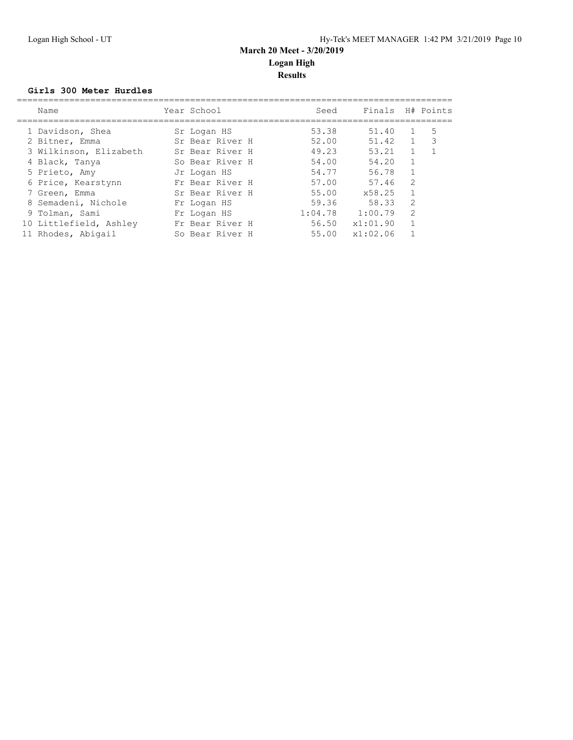**March 20 Meet - 3/20/2019**

**Logan High**

**Results**

### Girls 300 Meter Hurdles

| | Name | Year | School | Seed | Finals | H# | Points |
|---|---|---|---|---|---|---|---|
| 1 | Davidson, Shea | Sr | Logan HS | 53.38 | 51.40 | 1 | 5 |
| 2 | Bitner, Emma | Sr | Bear River H | 52.00 | 51.42 | 1 | 3 |
| 3 | Wilkinson, Elizabeth | Sr | Bear River H | 49.23 | 53.21 | 1 | 1 |
| 4 | Black, Tanya | So | Bear River H | 54.00 | 54.20 | 1 | |
| 5 | Prieto, Amy | Jr | Logan HS | 54.77 | 56.78 | 1 | |
| 6 | Price, Kearstynn | Fr | Bear River H | 57.00 | 57.46 | 2 | |
| 7 | Green, Emma | Sr | Bear River H | 55.00 | x58.25 | 1 | |
| 8 | Semadeni, Nichole | Fr | Logan HS | 59.36 | 58.33 | 2 | |
| 9 | Tolman, Sami | Fr | Logan HS | 1:04.78 | 1:00.79 | 2 | |
| 10 | Littlefield, Ashley | Fr | Bear River H | 56.50 | x1:01.90 | 1 | |
| 11 | Rhodes, Abigail | So | Bear River H | 55.00 | x1:02.06 | 1 | |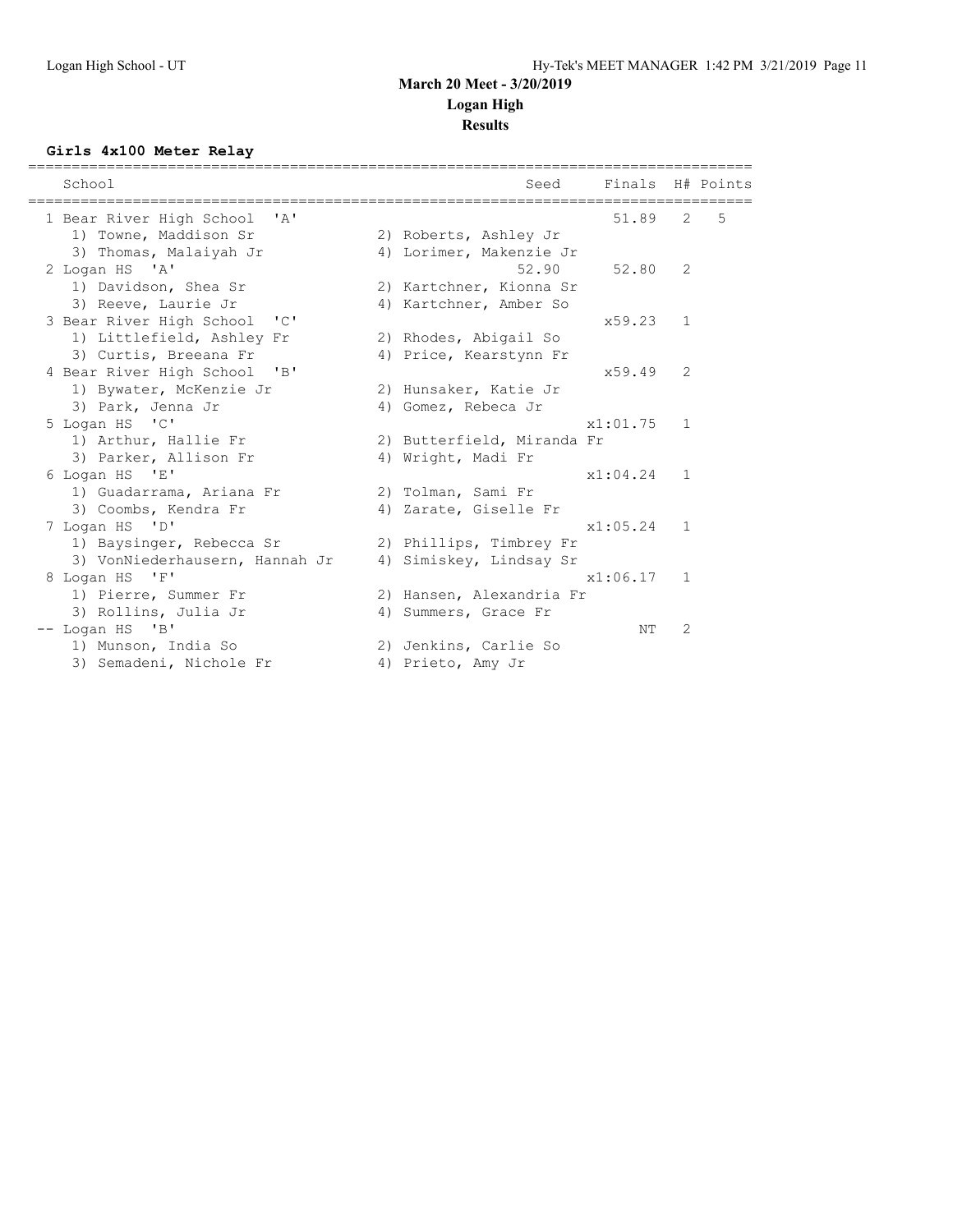# March 20 Meet - 3/20/2019
## Logan High
### Results

**Girls 4x100 Meter Relay**

| School | | Seed | Finals | H# | Points |
|---|---|---|---|---|---|
| 1 Bear River High School 'A' | | | 51.89 | 2 | 5 |
| 1) Towne, Maddison Sr | 2) Roberts, Ashley Jr | | | | |
| 3) Thomas, Malaiyah Jr | 4) Lorimer, Makenzie Jr | | | | |
| 2 Logan HS 'A' | | 52.90 | 52.80 | 2 | |
| 1) Davidson, Shea Sr | 2) Kartchner, Kionna Sr | | | | |
| 3) Reeve, Laurie Jr | 4) Kartchner, Amber So | | | | |
| 3 Bear River High School 'C' | | | x59.23 | 1 | |
| 1) Littlefield, Ashley Fr | 2) Rhodes, Abigail So | | | | |
| 3) Curtis, Breeana Fr | 4) Price, Kearstynn Fr | | | | |
| 4 Bear River High School 'B' | | | x59.49 | 2 | |
| 1) Bywater, McKenzie Jr | 2) Hunsaker, Katie Jr | | | | |
| 3) Park, Jenna Jr | 4) Gomez, Rebeca Jr | | | | |
| 5 Logan HS 'C' | | | x1:01.75 | 1 | |
| 1) Arthur, Hallie Fr | 2) Butterfield, Miranda Fr | | | | |
| 3) Parker, Allison Fr | 4) Wright, Madi Fr | | | | |
| 6 Logan HS 'E' | | | x1:04.24 | 1 | |
| 1) Guadarrama, Ariana Fr | 2) Tolman, Sami Fr | | | | |
| 3) Coombs, Kendra Fr | 4) Zarate, Giselle Fr | | | | |
| 7 Logan HS 'D' | | | x1:05.24 | 1 | |
| 1) Baysinger, Rebecca Sr | 2) Phillips, Timbrey Fr | | | | |
| 3) VonNiederhausern, Hannah Jr | 4) Simiskey, Lindsay Sr | | | | |
| 8 Logan HS 'F' | | | x1:06.17 | 1 | |
| 1) Pierre, Summer Fr | 2) Hansen, Alexandria Fr | | | | |
| 3) Rollins, Julia Jr | 4) Summers, Grace Fr | | | | |
| -- Logan HS 'B' | | | NT | 2 | |
| 1) Munson, India So | 2) Jenkins, Carlie So | | | | |
| 3) Semadeni, Nichole Fr | 4) Prieto, Amy Jr | | | | |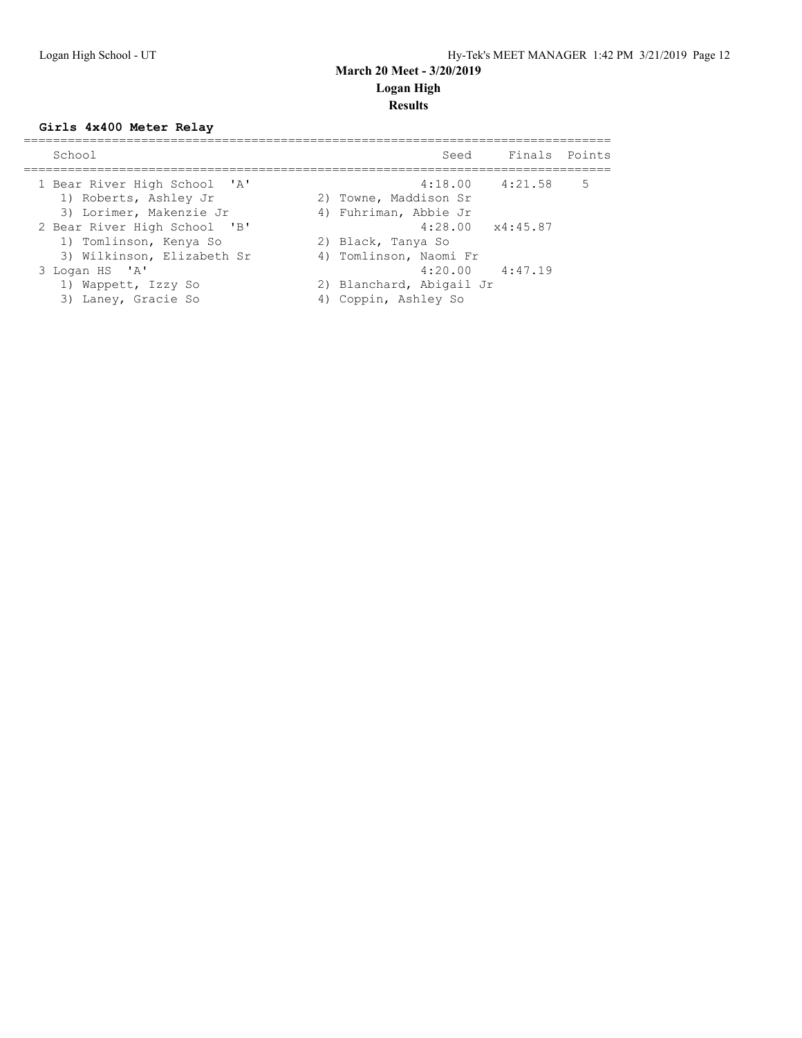# March 20 Meet - 3/20/2019

## Logan High

### Results

**Girls 4x400 Meter Relay**

| School | Seed | Finals | Points |
|---|---|---|---|
| 1 Bear River High School 'A' | 4:18.00 | 4:21.58 | 5 |
| 1) Roberts, Ashley Jr; 2) Towne, Maddison Sr; 3) Lorimer, Makenzie Jr; 4) Fuhriman, Abbie Jr | | | |
| 2 Bear River High School 'B' | 4:28.00 | x4:45.87 | |
| 1) Tomlinson, Kenya So; 2) Black, Tanya So; 3) Wilkinson, Elizabeth Sr; 4) Tomlinson, Naomi Fr | | | |
| 3 Logan HS 'A' | 4:20.00 | 4:47.19 | |
| 1) Wappett, Izzy So; 2) Blanchard, Abigail Jr; 3) Laney, Gracie So; 4) Coppin, Ashley So | | | |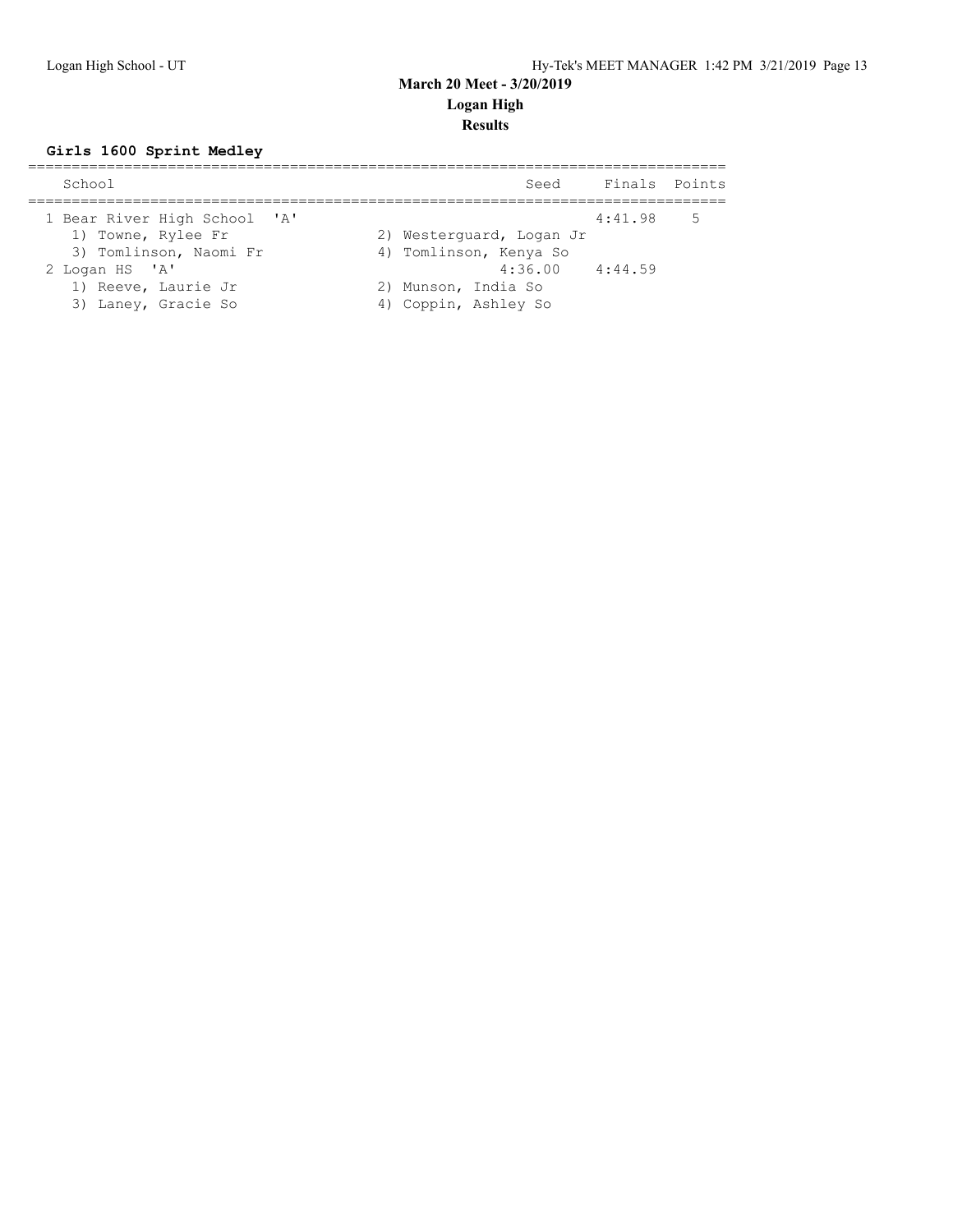## March 20 Meet - 3/20/2019

## Logan High

## Results

### Girls 1600 Sprint Medley

| School | Seed | Finals | Points |
|---|---|---|---|
| 1 Bear River High School 'A' | | 4:41.98 | 5 |
| 1) Towne, Rylee Fr; 2) Westerguard, Logan Jr; 3) Tomlinson, Naomi Fr; 4) Tomlinson, Kenya So | | | |
| 2 Logan HS 'A' | 4:36.00 | 4:44.59 | |
| 1) Reeve, Laurie Jr; 2) Munson, India So; 3) Laney, Gracie So; 4) Coppin, Ashley So | | | |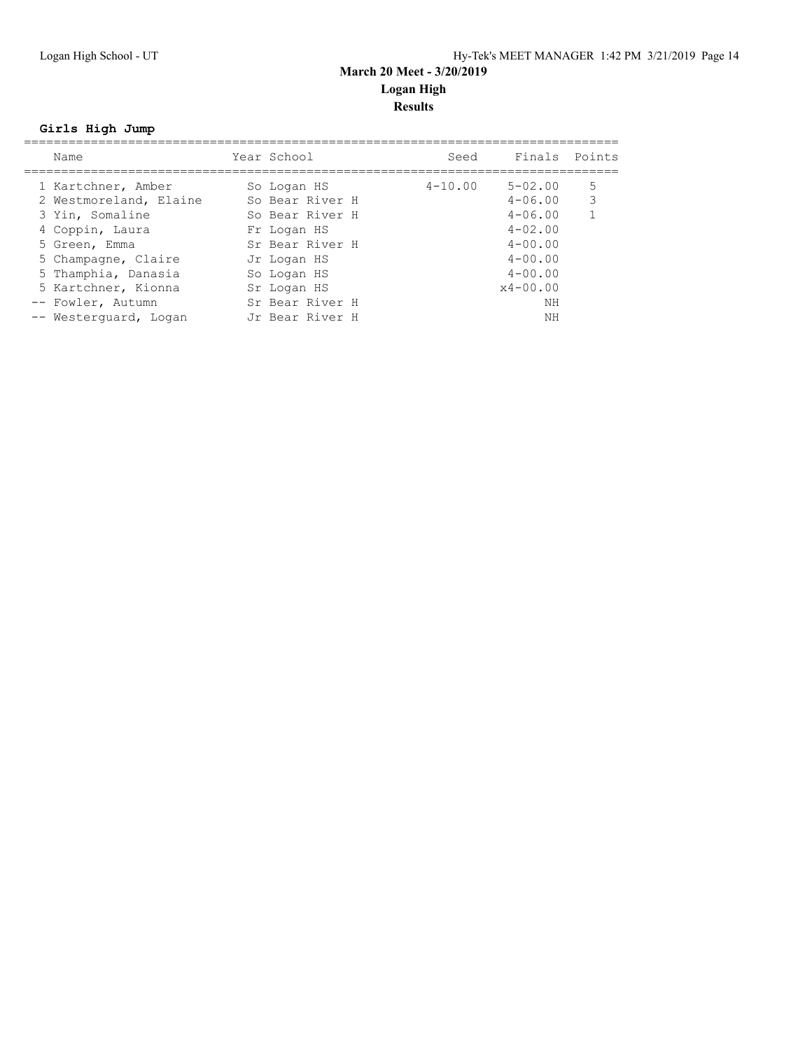**March 20 Meet - 3/20/2019**

**Logan High**

**Results**

**Girls High Jump**

| | Name | Year | School | Seed | Finals | Points |
|---|---|---|---|---|---|---|
| 1 | Kartchner, Amber | So | Logan HS | 4-10.00 | 5-02.00 | 5 |
| 2 | Westmoreland, Elaine | So | Bear River H | | 4-06.00 | 3 |
| 3 | Yin, Somaline | So | Bear River H | | 4-06.00 | 1 |
| 4 | Coppin, Laura | Fr | Logan HS | | 4-02.00 | |
| 5 | Green, Emma | Sr | Bear River H | | 4-00.00 | |
| 5 | Champagne, Claire | Jr | Logan HS | | 4-00.00 | |
| 5 | Thamphia, Danasia | So | Logan HS | | 4-00.00 | |
| 5 | Kartchner, Kionna | Sr | Logan HS | | x4-00.00 | |
| -- | Fowler, Autumn | Sr | Bear River H | | NH | |
| -- | Westerguard, Logan | Jr | Bear River H | | NH | |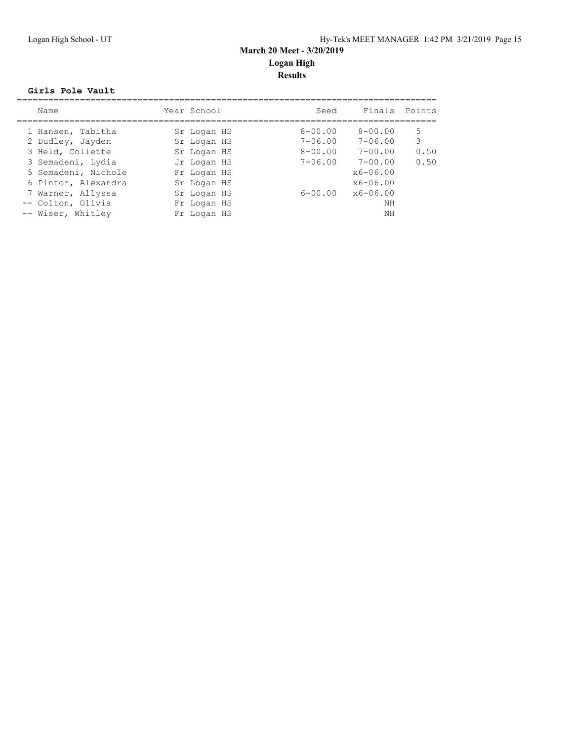**March 20 Meet - 3/20/2019**

**Logan High**

**Results**

**Girls Pole Vault**

| | Name | Year | School | Seed | Finals | Points |
|---|---|---|---|---|---|---|
| 1 | Hansen, Tabitha | Sr | Logan HS | 8-00.00 | 8-00.00 | 5 |
| 2 | Dudley, Jayden | Sr | Logan HS | 7-06.00 | 7-06.00 | 3 |
| 3 | Held, Collette | Sr | Logan HS | 8-00.00 | 7-00.00 | 0.50 |
| 3 | Semadeni, Lydia | Jr | Logan HS | 7-06.00 | 7-00.00 | 0.50 |
| 5 | Semadeni, Nichole | Fr | Logan HS | | x6-06.00 | |
| 6 | Pintor, Alexandra | Sr | Logan HS | | x6-06.00 | |
| 7 | Warner, Allyssa | Sr | Logan HS | 6-00.00 | x6-06.00 | |
| -- | Colton, Olivia | Fr | Logan HS | | NH | |
| -- | Wiser, Whitley | Fr | Logan HS | | NH | |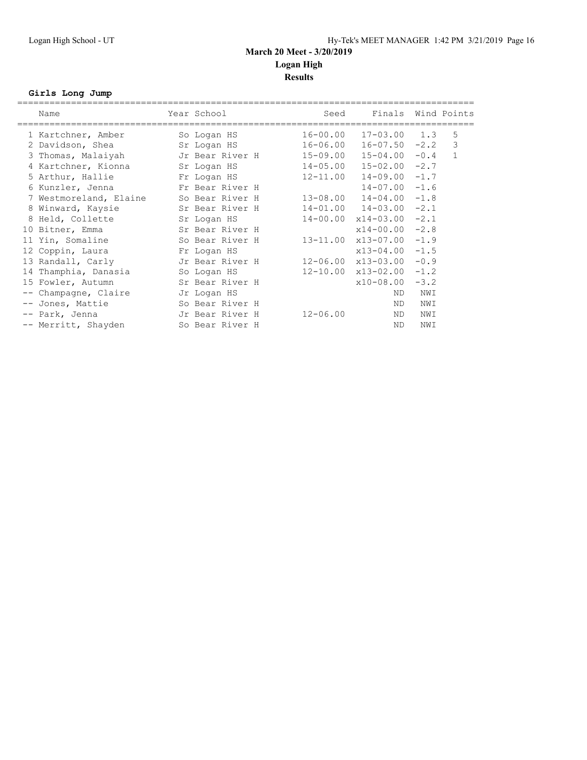**March 20 Meet - 3/20/2019**
**Logan High**
**Results**

**Girls Long Jump**

| Place | Name | Year | School | Seed | Finals | Wind | Points |
|---|---|---|---|---|---|---|---|
| 1 | Kartchner, Amber | So | Logan HS | 16-00.00 | 17-03.00 | 1.3 | 5 |
| 2 | Davidson, Shea | Sr | Logan HS | 16-06.00 | 16-07.50 | -2.2 | 3 |
| 3 | Thomas, Malaiyah | Jr | Bear River H | 15-09.00 | 15-04.00 | -0.4 | 1 |
| 4 | Kartchner, Kionna | Sr | Logan HS | 14-05.00 | 15-02.00 | -2.7 | |
| 5 | Arthur, Hallie | Fr | Logan HS | 12-11.00 | 14-09.00 | -1.7 | |
| 6 | Kunzler, Jenna | Fr | Bear River H | | 14-07.00 | -1.6 | |
| 7 | Westmoreland, Elaine | So | Bear River H | 13-08.00 | 14-04.00 | -1.8 | |
| 8 | Winward, Kaysie | Sr | Bear River H | 14-01.00 | 14-03.00 | -2.1 | |
| 8 | Held, Collette | Sr | Logan HS | 14-00.00 | x14-03.00 | -2.1 | |
| 10 | Bitner, Emma | Sr | Bear River H | | x14-00.00 | -2.8 | |
| 11 | Yin, Somaline | So | Bear River H | 13-11.00 | x13-07.00 | -1.9 | |
| 12 | Coppin, Laura | Fr | Logan HS | | x13-04.00 | -1.5 | |
| 13 | Randall, Carly | Jr | Bear River H | 12-06.00 | x13-03.00 | -0.9 | |
| 14 | Thamphia, Danasia | So | Logan HS | 12-10.00 | x13-02.00 | -1.2 | |
| 15 | Fowler, Autumn | Sr | Bear River H | | x10-08.00 | -3.2 | |
| -- | Champagne, Claire | Jr | Logan HS | | ND | NWI | |
| -- | Jones, Mattie | So | Bear River H | | ND | NWI | |
| -- | Park, Jenna | Jr | Bear River H | 12-06.00 | ND | NWI | |
| -- | Merritt, Shayden | So | Bear River H | | ND | NWI | |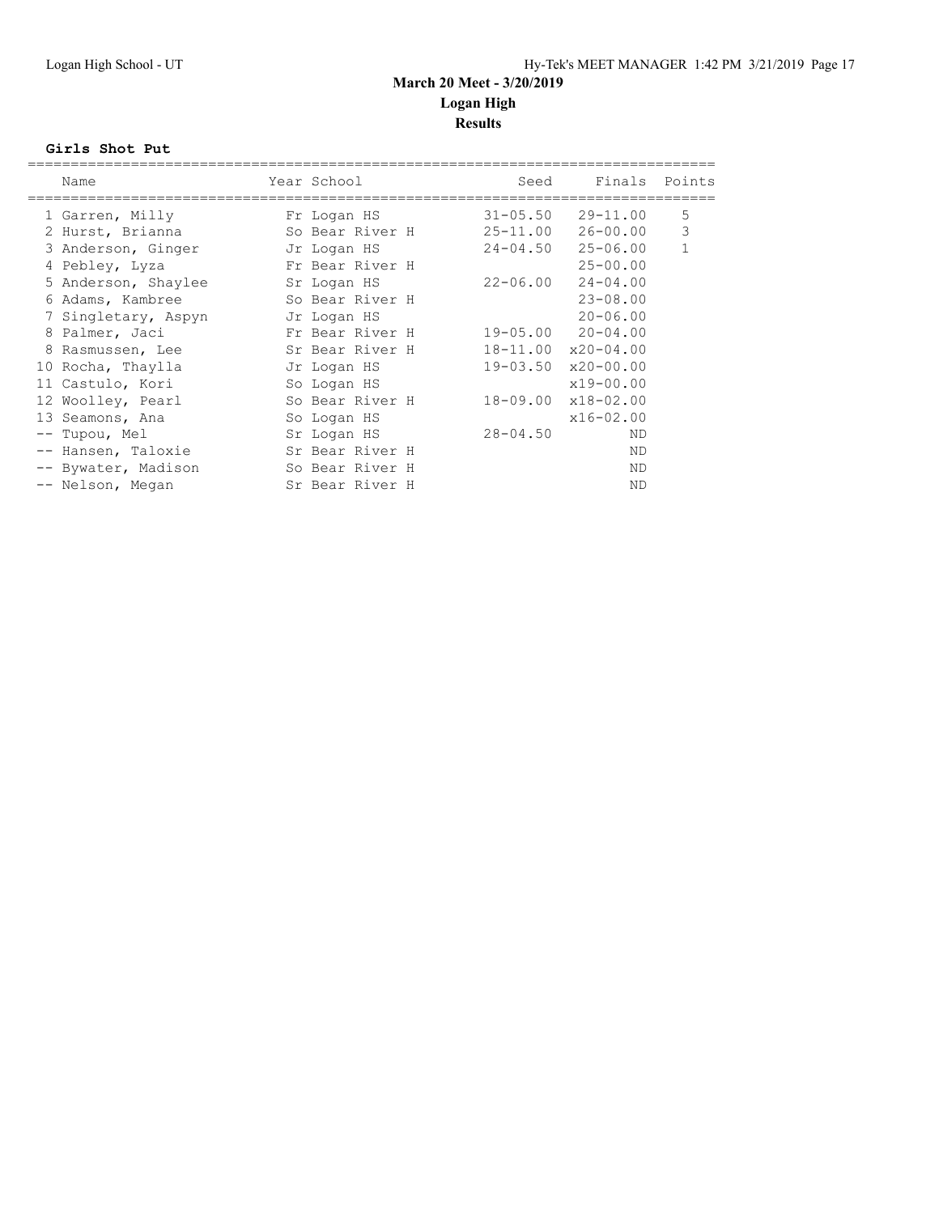**March 20 Meet - 3/20/2019**

**Logan High**

**Results**

**Girls Shot Put**

| | Name | Year | School | Seed | Finals | Points |
|---|---|---|---|---|---|---|
| 1 | Garren, Milly | Fr | Logan HS | 31-05.50 | 29-11.00 | 5 |
| 2 | Hurst, Brianna | So | Bear River H | 25-11.00 | 26-00.00 | 3 |
| 3 | Anderson, Ginger | Jr | Logan HS | 24-04.50 | 25-06.00 | 1 |
| 4 | Pebley, Lyza | Fr | Bear River H | | 25-00.00 | |
| 5 | Anderson, Shaylee | Sr | Logan HS | 22-06.00 | 24-04.00 | |
| 6 | Adams, Kambree | So | Bear River H | | 23-08.00 | |
| 7 | Singletary, Aspyn | Jr | Logan HS | | 20-06.00 | |
| 8 | Palmer, Jaci | Fr | Bear River H | 19-05.00 | 20-04.00 | |
| 8 | Rasmussen, Lee | Sr | Bear River H | 18-11.00 | x20-04.00 | |
| 10 | Rocha, Thaylla | Jr | Logan HS | 19-03.50 | x20-00.00 | |
| 11 | Castulo, Kori | So | Logan HS | | x19-00.00 | |
| 12 | Woolley, Pearl | So | Bear River H | 18-09.00 | x18-02.00 | |
| 13 | Seamons, Ana | So | Logan HS | | x16-02.00 | |
| -- | Tupou, Mel | Sr | Logan HS | 28-04.50 | ND | |
| -- | Hansen, Taloxie | Sr | Bear River H | | ND | |
| -- | Bywater, Madison | So | Bear River H | | ND | |
| -- | Nelson, Megan | Sr | Bear River H | | ND | |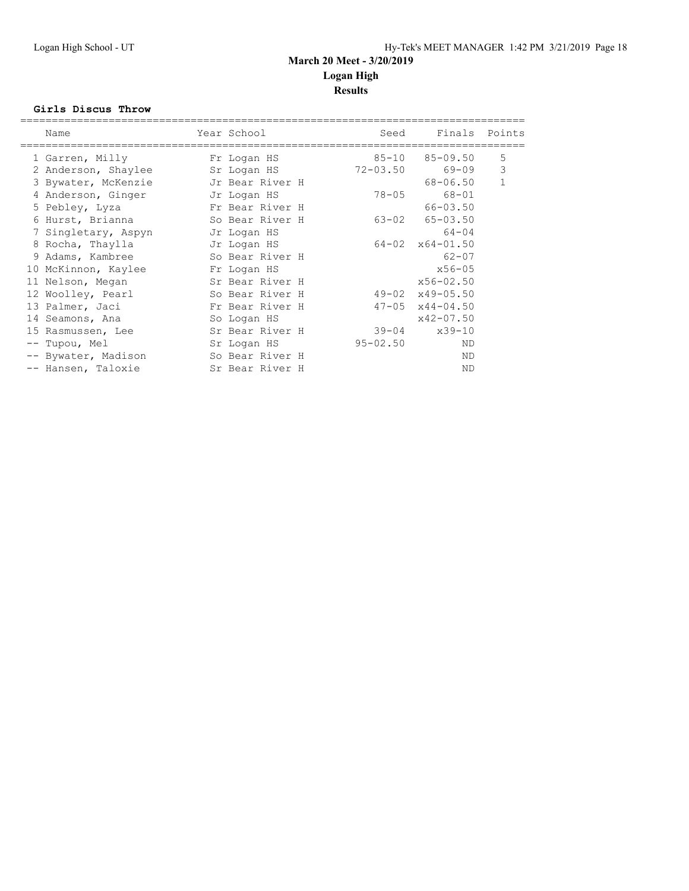**March 20 Meet - 3/20/2019**

**Logan High**

**Results**

**Girls Discus Throw**

| Name | Year | School | Seed | Finals | Points |
|---|---|---|---|---|---|
| 1 Garren, Milly | Fr | Logan HS | 85-10 | 85-09.50 | 5 |
| 2 Anderson, Shaylee | Sr | Logan HS | 72-03.50 | 69-09 | 3 |
| 3 Bywater, McKenzie | Jr | Bear River H | | 68-06.50 | 1 |
| 4 Anderson, Ginger | Jr | Logan HS | 78-05 | 68-01 | |
| 5 Pebley, Lyza | Fr | Bear River H | | 66-03.50 | |
| 6 Hurst, Brianna | So | Bear River H | 63-02 | 65-03.50 | |
| 7 Singletary, Aspyn | Jr | Logan HS | | 64-04 | |
| 8 Rocha, Thaylla | Jr | Logan HS | 64-02 | x64-01.50 | |
| 9 Adams, Kambree | So | Bear River H | | 62-07 | |
| 10 McKinnon, Kaylee | Fr | Logan HS | | x56-05 | |
| 11 Nelson, Megan | Sr | Bear River H | | x56-02.50 | |
| 12 Woolley, Pearl | So | Bear River H | 49-02 | x49-05.50 | |
| 13 Palmer, Jaci | Fr | Bear River H | 47-05 | x44-04.50 | |
| 14 Seamons, Ana | So | Logan HS | | x42-07.50 | |
| 15 Rasmussen, Lee | Sr | Bear River H | 39-04 | x39-10 | |
| -- Tupou, Mel | Sr | Logan HS | 95-02.50 | ND | |
| -- Bywater, Madison | So | Bear River H | | ND | |
| -- Hansen, Taloxie | Sr | Bear River H | | ND | |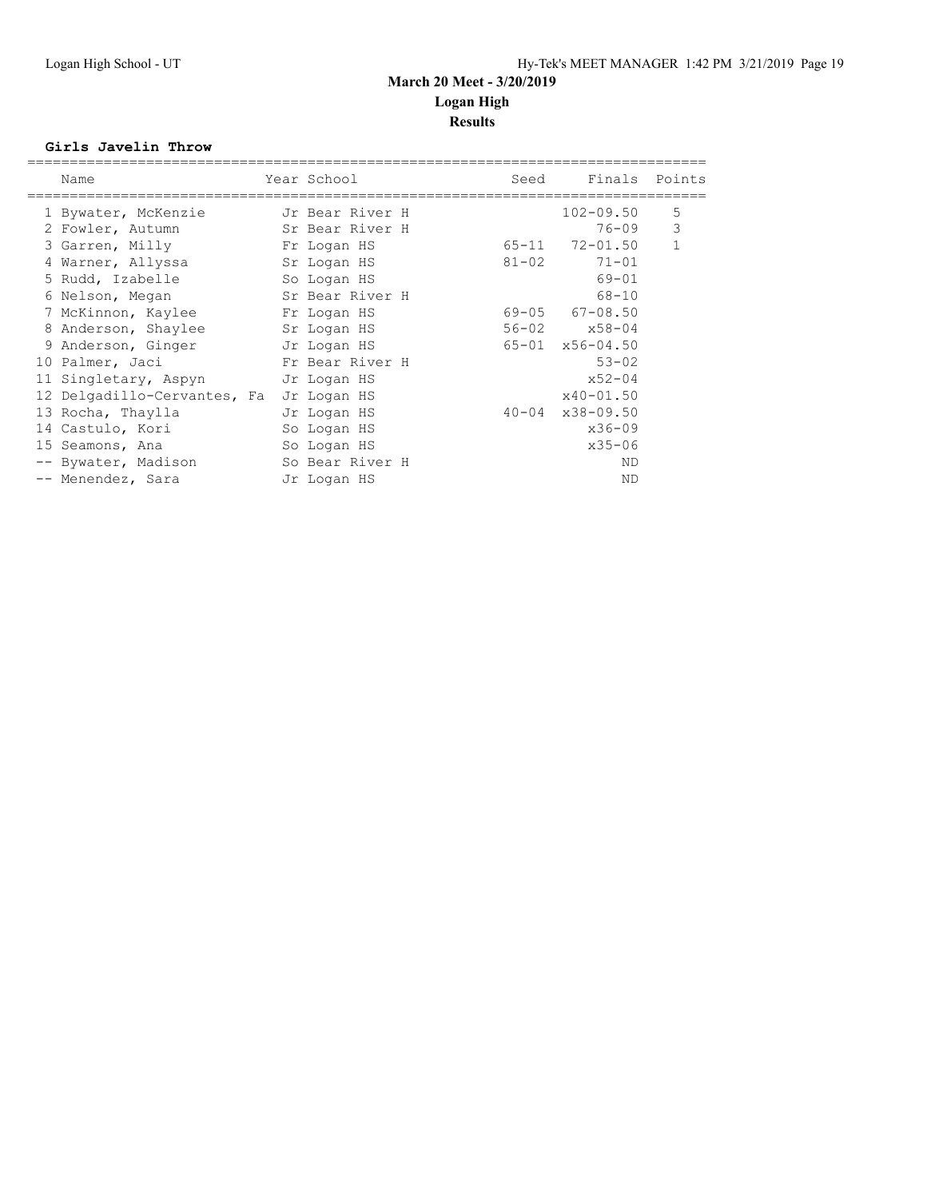# March 20 Meet - 3/20/2019

## Logan High

### Results

**Girls Javelin Throw**

| | Name | Year | School | Seed | Finals | Points |
|---|---|---|---|---|---|---|
| 1 | Bywater, McKenzie | Jr | Bear River H | | 102-09.50 | 5 |
| 2 | Fowler, Autumn | Sr | Bear River H | | 76-09 | 3 |
| 3 | Garren, Milly | Fr | Logan HS | 65-11 | 72-01.50 | 1 |
| 4 | Warner, Allyssa | Sr | Logan HS | 81-02 | 71-01 | |
| 5 | Rudd, Izabelle | So | Logan HS | | 69-01 | |
| 6 | Nelson, Megan | Sr | Bear River H | | 68-10 | |
| 7 | McKinnon, Kaylee | Fr | Logan HS | 69-05 | 67-08.50 | |
| 8 | Anderson, Shaylee | Sr | Logan HS | 56-02 | x58-04 | |
| 9 | Anderson, Ginger | Jr | Logan HS | 65-01 | x56-04.50 | |
| 10 | Palmer, Jaci | Fr | Bear River H | | 53-02 | |
| 11 | Singletary, Aspyn | Jr | Logan HS | | x52-04 | |
| 12 | Delgadillo-Cervantes, Fa | Jr | Logan HS | | x40-01.50 | |
| 13 | Rocha, Thaylla | Jr | Logan HS | 40-04 | x38-09.50 | |
| 14 | Castulo, Kori | So | Logan HS | | x36-09 | |
| 15 | Seamons, Ana | So | Logan HS | | x35-06 | |
| -- | Bywater, Madison | So | Bear River H | | ND | |
| -- | Menendez, Sara | Jr | Logan HS | | ND | |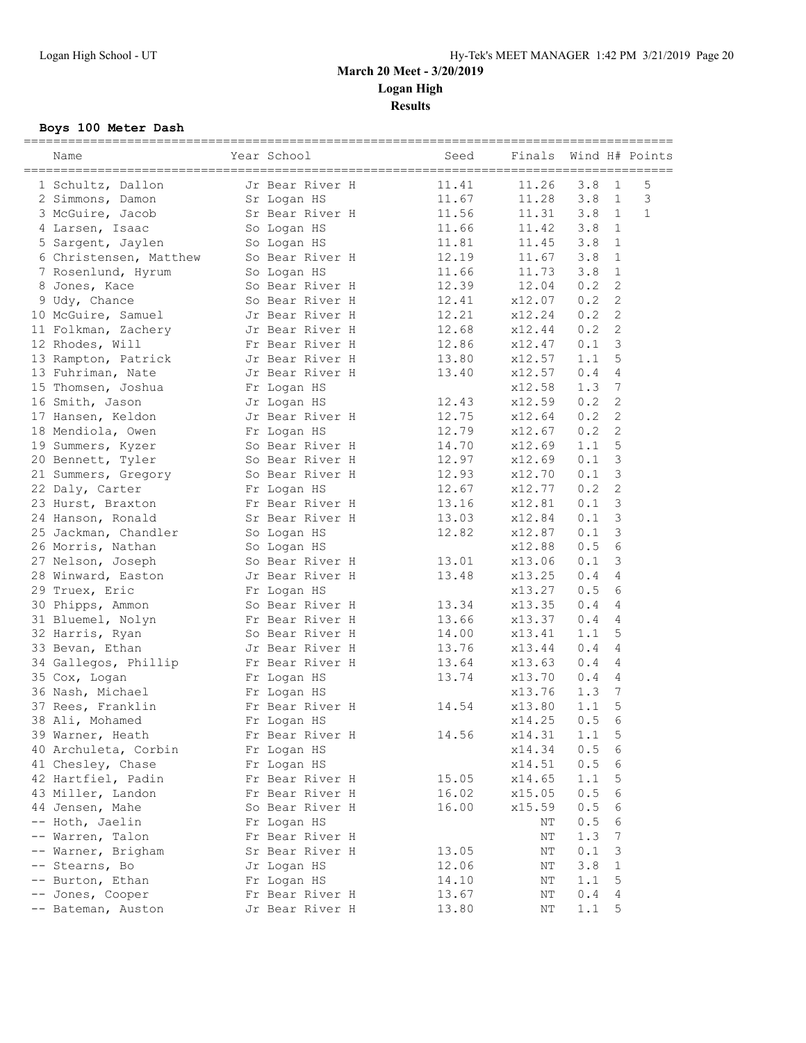**March 20 Meet - 3/20/2019**

**Logan High**

**Results**

### Boys 100 Meter Dash

| | Name | Year | School | Seed | Finals | Wind | H# | Points |
|---|---|---|---|---|---|---|---|---|
| 1 | Schultz, Dallon | Jr | Bear River H | 11.41 | 11.26 | 3.8 | 1 | 5 |
| 2 | Simmons, Damon | Sr | Logan HS | 11.67 | 11.28 | 3.8 | 1 | 3 |
| 3 | McGuire, Jacob | Sr | Bear River H | 11.56 | 11.31 | 3.8 | 1 | 1 |
| 4 | Larsen, Isaac | So | Logan HS | 11.66 | 11.42 | 3.8 | 1 | |
| 5 | Sargent, Jaylen | So | Logan HS | 11.81 | 11.45 | 3.8 | 1 | |
| 6 | Christensen, Matthew | So | Bear River H | 12.19 | 11.67 | 3.8 | 1 | |
| 7 | Rosenlund, Hyrum | So | Logan HS | 11.66 | 11.73 | 3.8 | 1 | |
| 8 | Jones, Kace | So | Bear River H | 12.39 | 12.04 | 0.2 | 2 | |
| 9 | Udy, Chance | So | Bear River H | 12.41 | x12.07 | 0.2 | 2 | |
| 10 | McGuire, Samuel | Jr | Bear River H | 12.21 | x12.24 | 0.2 | 2 | |
| 11 | Folkman, Zachery | Jr | Bear River H | 12.68 | x12.44 | 0.2 | 2 | |
| 12 | Rhodes, Will | Fr | Bear River H | 12.86 | x12.47 | 0.1 | 3 | |
| 13 | Rampton, Patrick | Jr | Bear River H | 13.80 | x12.57 | 1.1 | 5 | |
| 13 | Fuhriman, Nate | Jr | Bear River H | 13.40 | x12.57 | 0.4 | 4 | |
| 15 | Thomsen, Joshua | Fr | Logan HS | | x12.58 | 1.3 | 7 | |
| 16 | Smith, Jason | Jr | Logan HS | 12.43 | x12.59 | 0.2 | 2 | |
| 17 | Hansen, Keldon | Jr | Bear River H | 12.75 | x12.64 | 0.2 | 2 | |
| 18 | Mendiola, Owen | Fr | Logan HS | 12.79 | x12.67 | 0.2 | 2 | |
| 19 | Summers, Kyzer | So | Bear River H | 14.70 | x12.69 | 1.1 | 5 | |
| 20 | Bennett, Tyler | So | Bear River H | 12.97 | x12.69 | 0.1 | 3 | |
| 21 | Summers, Gregory | So | Bear River H | 12.93 | x12.70 | 0.1 | 3 | |
| 22 | Daly, Carter | Fr | Logan HS | 12.67 | x12.77 | 0.2 | 2 | |
| 23 | Hurst, Braxton | Fr | Bear River H | 13.16 | x12.81 | 0.1 | 3 | |
| 24 | Hanson, Ronald | Sr | Bear River H | 13.03 | x12.84 | 0.1 | 3 | |
| 25 | Jackman, Chandler | So | Logan HS | 12.82 | x12.87 | 0.1 | 3 | |
| 26 | Morris, Nathan | So | Logan HS | | x12.88 | 0.5 | 6 | |
| 27 | Nelson, Joseph | So | Bear River H | 13.01 | x13.06 | 0.1 | 3 | |
| 28 | Winward, Easton | Jr | Bear River H | 13.48 | x13.25 | 0.4 | 4 | |
| 29 | Truex, Eric | Fr | Logan HS | | x13.27 | 0.5 | 6 | |
| 30 | Phipps, Ammon | So | Bear River H | 13.34 | x13.35 | 0.4 | 4 | |
| 31 | Bluemel, Nolyn | Fr | Bear River H | 13.66 | x13.37 | 0.4 | 4 | |
| 32 | Harris, Ryan | So | Bear River H | 14.00 | x13.41 | 1.1 | 5 | |
| 33 | Bevan, Ethan | Jr | Bear River H | 13.76 | x13.44 | 0.4 | 4 | |
| 34 | Gallegos, Phillip | Fr | Bear River H | 13.64 | x13.63 | 0.4 | 4 | |
| 35 | Cox, Logan | Fr | Logan HS | 13.74 | x13.70 | 0.4 | 4 | |
| 36 | Nash, Michael | Fr | Logan HS | | x13.76 | 1.3 | 7 | |
| 37 | Rees, Franklin | Fr | Bear River H | 14.54 | x13.80 | 1.1 | 5 | |
| 38 | Ali, Mohamed | Fr | Logan HS | | x14.25 | 0.5 | 6 | |
| 39 | Warner, Heath | Fr | Bear River H | 14.56 | x14.31 | 1.1 | 5 | |
| 40 | Archuleta, Corbin | Fr | Logan HS | | x14.34 | 0.5 | 6 | |
| 41 | Chesley, Chase | Fr | Logan HS | | x14.51 | 0.5 | 6 | |
| 42 | Hartfiel, Padin | Fr | Bear River H | 15.05 | x14.65 | 1.1 | 5 | |
| 43 | Miller, Landon | Fr | Bear River H | 16.02 | x15.05 | 0.5 | 6 | |
| 44 | Jensen, Mahe | So | Bear River H | 16.00 | x15.59 | 0.5 | 6 | |
| -- | Hoth, Jaelin | Fr | Logan HS | | NT | 0.5 | 6 | |
| -- | Warren, Talon | Fr | Bear River H | | NT | 1.3 | 7 | |
| -- | Warner, Brigham | Sr | Bear River H | 13.05 | NT | 0.1 | 3 | |
| -- | Stearns, Bo | Jr | Logan HS | 12.06 | NT | 3.8 | 1 | |
| -- | Burton, Ethan | Fr | Logan HS | 14.10 | NT | 1.1 | 5 | |
| -- | Jones, Cooper | Fr | Bear River H | 13.67 | NT | 0.4 | 4 | |
| -- | Bateman, Auston | Jr | Bear River H | 13.80 | NT | 1.1 | 5 | |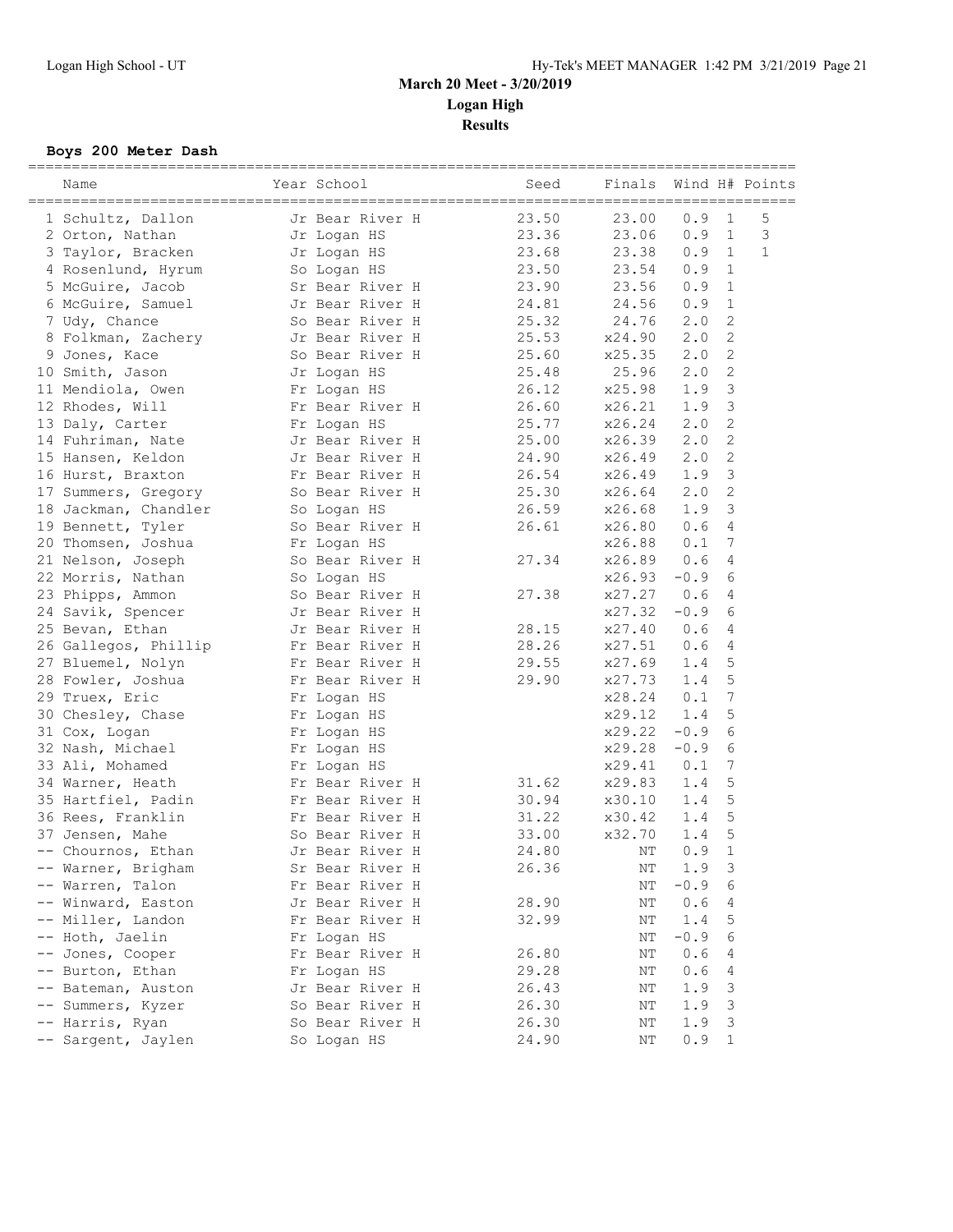**March 20 Meet - 3/20/2019**
**Logan High**
**Results**

### Boys 200 Meter Dash

| Place | Name | Year | School | Seed | Finals | Wind | H# | Points |
|---|---|---|---|---|---|---|---|---|
| 1 | Schultz, Dallon | Jr | Bear River H | 23.50 | 23.00 | 0.9 | 1 | 5 |
| 2 | Orton, Nathan | Jr | Logan HS | 23.36 | 23.06 | 0.9 | 1 | 3 |
| 3 | Taylor, Bracken | Jr | Logan HS | 23.68 | 23.38 | 0.9 | 1 | 1 |
| 4 | Rosenlund, Hyrum | So | Logan HS | 23.50 | 23.54 | 0.9 | 1 | |
| 5 | McGuire, Jacob | Sr | Bear River H | 23.90 | 23.56 | 0.9 | 1 | |
| 6 | McGuire, Samuel | Jr | Bear River H | 24.81 | 24.56 | 0.9 | 1 | |
| 7 | Udy, Chance | So | Bear River H | 25.32 | 24.76 | 2.0 | 2 | |
| 8 | Folkman, Zachery | Jr | Bear River H | 25.53 | x24.90 | 2.0 | 2 | |
| 9 | Jones, Kace | So | Bear River H | 25.60 | x25.35 | 2.0 | 2 | |
| 10 | Smith, Jason | Jr | Logan HS | 25.48 | 25.96 | 2.0 | 2 | |
| 11 | Mendiola, Owen | Fr | Logan HS | 26.12 | x25.98 | 1.9 | 3 | |
| 12 | Rhodes, Will | Fr | Bear River H | 26.60 | x26.21 | 1.9 | 3 | |
| 13 | Daly, Carter | Fr | Logan HS | 25.77 | x26.24 | 2.0 | 2 | |
| 14 | Fuhriman, Nate | Jr | Bear River H | 25.00 | x26.39 | 2.0 | 2 | |
| 15 | Hansen, Keldon | Jr | Bear River H | 24.90 | x26.49 | 2.0 | 2 | |
| 16 | Hurst, Braxton | Fr | Bear River H | 26.54 | x26.49 | 1.9 | 3 | |
| 17 | Summers, Gregory | So | Bear River H | 25.30 | x26.64 | 2.0 | 2 | |
| 18 | Jackman, Chandler | So | Logan HS | 26.59 | x26.68 | 1.9 | 3 | |
| 19 | Bennett, Tyler | So | Bear River H | 26.61 | x26.80 | 0.6 | 4 | |
| 20 | Thomsen, Joshua | Fr | Logan HS | | x26.88 | 0.1 | 7 | |
| 21 | Nelson, Joseph | So | Bear River H | 27.34 | x26.89 | 0.6 | 4 | |
| 22 | Morris, Nathan | So | Logan HS | | x26.93 | -0.9 | 6 | |
| 23 | Phipps, Ammon | So | Bear River H | 27.38 | x27.27 | 0.6 | 4 | |
| 24 | Savik, Spencer | Jr | Bear River H | | x27.32 | -0.9 | 6 | |
| 25 | Bevan, Ethan | Jr | Bear River H | 28.15 | x27.40 | 0.6 | 4 | |
| 26 | Gallegos, Phillip | Fr | Bear River H | 28.26 | x27.51 | 0.6 | 4 | |
| 27 | Bluemel, Nolyn | Fr | Bear River H | 29.55 | x27.69 | 1.4 | 5 | |
| 28 | Fowler, Joshua | Fr | Bear River H | 29.90 | x27.73 | 1.4 | 5 | |
| 29 | Truex, Eric | Fr | Logan HS | | x28.24 | 0.1 | 7 | |
| 30 | Chesley, Chase | Fr | Logan HS | | x29.12 | 1.4 | 5 | |
| 31 | Cox, Logan | Fr | Logan HS | | x29.22 | -0.9 | 6 | |
| 32 | Nash, Michael | Fr | Logan HS | | x29.28 | -0.9 | 6 | |
| 33 | Ali, Mohamed | Fr | Logan HS | | x29.41 | 0.1 | 7 | |
| 34 | Warner, Heath | Fr | Bear River H | 31.62 | x29.83 | 1.4 | 5 | |
| 35 | Hartfiel, Padin | Fr | Bear River H | 30.94 | x30.10 | 1.4 | 5 | |
| 36 | Rees, Franklin | Fr | Bear River H | 31.22 | x30.42 | 1.4 | 5 | |
| 37 | Jensen, Mahe | So | Bear River H | 33.00 | x32.70 | 1.4 | 5 | |
| -- | Chournos, Ethan | Jr | Bear River H | 24.80 | NT | 0.9 | 1 | |
| -- | Warner, Brigham | Sr | Bear River H | 26.36 | NT | 1.9 | 3 | |
| -- | Warren, Talon | Fr | Bear River H | | NT | -0.9 | 6 | |
| -- | Winward, Easton | Jr | Bear River H | 28.90 | NT | 0.6 | 4 | |
| -- | Miller, Landon | Fr | Bear River H | 32.99 | NT | 1.4 | 5 | |
| -- | Hoth, Jaelin | Fr | Logan HS | | NT | -0.9 | 6 | |
| -- | Jones, Cooper | Fr | Bear River H | 26.80 | NT | 0.6 | 4 | |
| -- | Burton, Ethan | Fr | Logan HS | 29.28 | NT | 0.6 | 4 | |
| -- | Bateman, Auston | Jr | Bear River H | 26.43 | NT | 1.9 | 3 | |
| -- | Summers, Kyzer | So | Bear River H | 26.30 | NT | 1.9 | 3 | |
| -- | Harris, Ryan | So | Bear River H | 26.30 | NT | 1.9 | 3 | |
| -- | Sargent, Jaylen | So | Logan HS | 24.90 | NT | 0.9 | 1 | |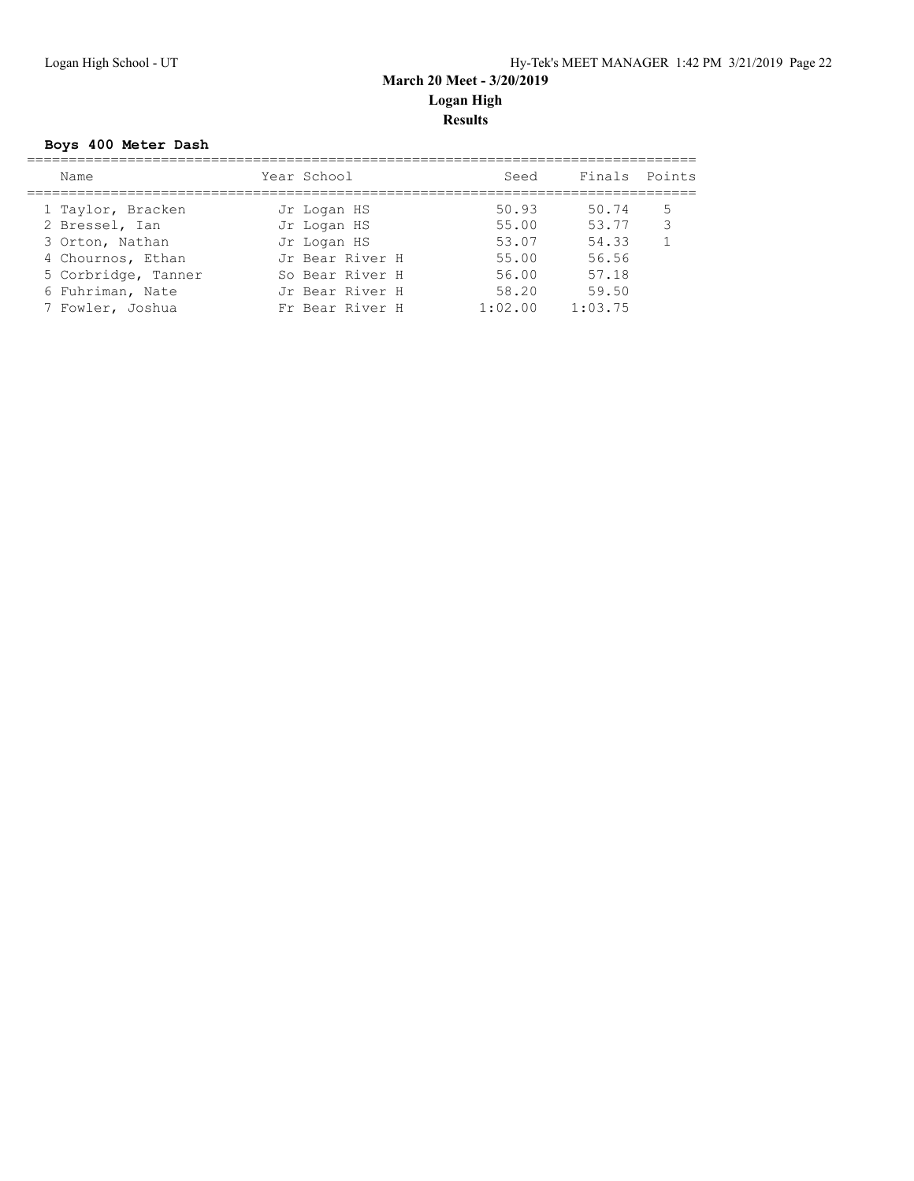## March 20 Meet - 3/20/2019

## Logan High

## Results

### Boys 400 Meter Dash

| | Name | Year | School | Seed | Finals | Points |
|---|---|---|---|---|---|---|
| 1 | Taylor, Bracken | Jr | Logan HS | 50.93 | 50.74 | 5 |
| 2 | Bressel, Ian | Jr | Logan HS | 55.00 | 53.77 | 3 |
| 3 | Orton, Nathan | Jr | Logan HS | 53.07 | 54.33 | 1 |
| 4 | Chournos, Ethan | Jr | Bear River H | 55.00 | 56.56 | |
| 5 | Corbridge, Tanner | So | Bear River H | 56.00 | 57.18 | |
| 6 | Fuhriman, Nate | Jr | Bear River H | 58.20 | 59.50 | |
| 7 | Fowler, Joshua | Fr | Bear River H | 1:02.00 | 1:03.75 | |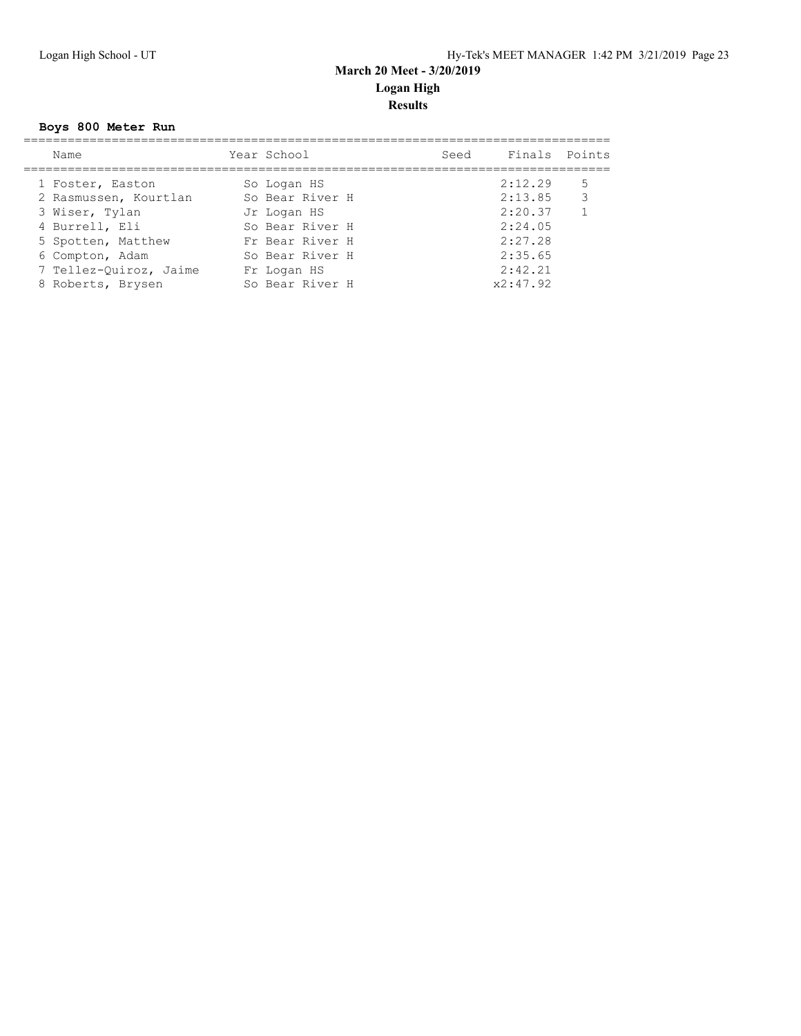# March 20 Meet - 3/20/2019

## Logan High

## Results

### Boys 800 Meter Run

| | Name | Year | School | Seed | Finals | Points |
|---|---|---|---|---|---|---|
| 1 | Foster, Easton | So | Logan HS | | 2:12.29 | 5 |
| 2 | Rasmussen, Kourtlan | So | Bear River H | | 2:13.85 | 3 |
| 3 | Wiser, Tylan | Jr | Logan HS | | 2:20.37 | 1 |
| 4 | Burrell, Eli | So | Bear River H | | 2:24.05 | |
| 5 | Spotten, Matthew | Fr | Bear River H | | 2:27.28 | |
| 6 | Compton, Adam | So | Bear River H | | 2:35.65 | |
| 7 | Tellez-Quiroz, Jaime | Fr | Logan HS | | 2:42.21 | |
| 8 | Roberts, Brysen | So | Bear River H | | x2:47.92 | |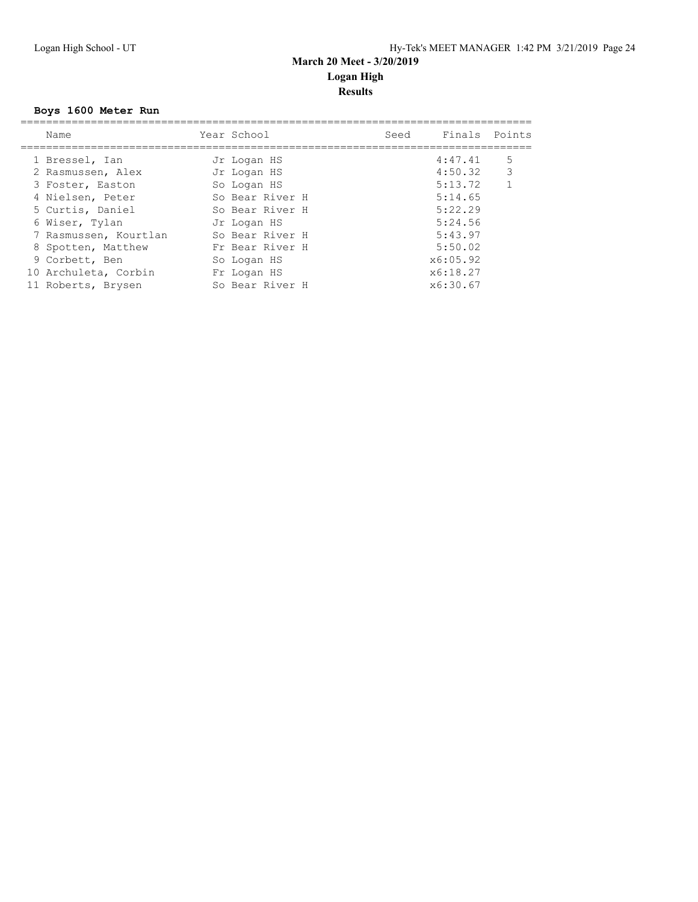**March 20 Meet - 3/20/2019**

**Logan High**

**Results**

**Boys 1600 Meter Run**

| | Name | Year | School | Seed | Finals | Points |
|---|---|---|---|---|---|---|
| 1 | Bressel, Ian | Jr | Logan HS | | 4:47.41 | 5 |
| 2 | Rasmussen, Alex | Jr | Logan HS | | 4:50.32 | 3 |
| 3 | Foster, Easton | So | Logan HS | | 5:13.72 | 1 |
| 4 | Nielsen, Peter | So | Bear River H | | 5:14.65 | |
| 5 | Curtis, Daniel | So | Bear River H | | 5:22.29 | |
| 6 | Wiser, Tylan | Jr | Logan HS | | 5:24.56 | |
| 7 | Rasmussen, Kourtlan | So | Bear River H | | 5:43.97 | |
| 8 | Spotten, Matthew | Fr | Bear River H | | 5:50.02 | |
| 9 | Corbett, Ben | So | Logan HS | | x6:05.92 | |
| 10 | Archuleta, Corbin | Fr | Logan HS | | x6:18.27 | |
| 11 | Roberts, Brysen | So | Bear River H | | x6:30.67 | |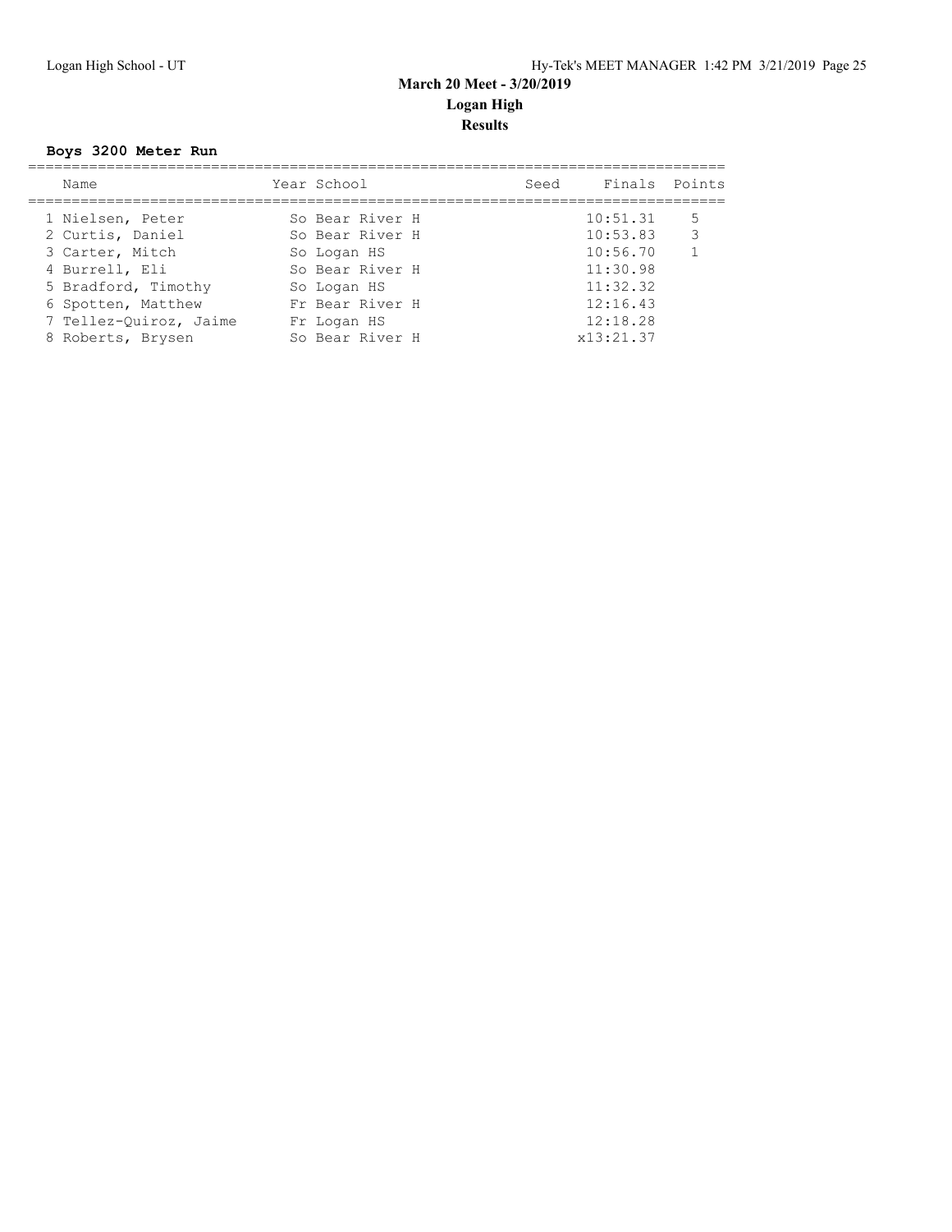## March 20 Meet - 3/20/2019
## Logan High
## Results

### Boys 3200 Meter Run

| Name | Year | School | Seed | Finals | Points |
|---|---|---|---|---|---|
| 1 Nielsen, Peter | So | Bear River H | | 10:51.31 | 5 |
| 2 Curtis, Daniel | So | Bear River H | | 10:53.83 | 3 |
| 3 Carter, Mitch | So | Logan HS | | 10:56.70 | 1 |
| 4 Burrell, Eli | So | Bear River H | | 11:30.98 | |
| 5 Bradford, Timothy | So | Logan HS | | 11:32.32 | |
| 6 Spotten, Matthew | Fr | Bear River H | | 12:16.43 | |
| 7 Tellez-Quiroz, Jaime | Fr | Logan HS | | 12:18.28 | |
| 8 Roberts, Brysen | So | Bear River H | | x13:21.37 | |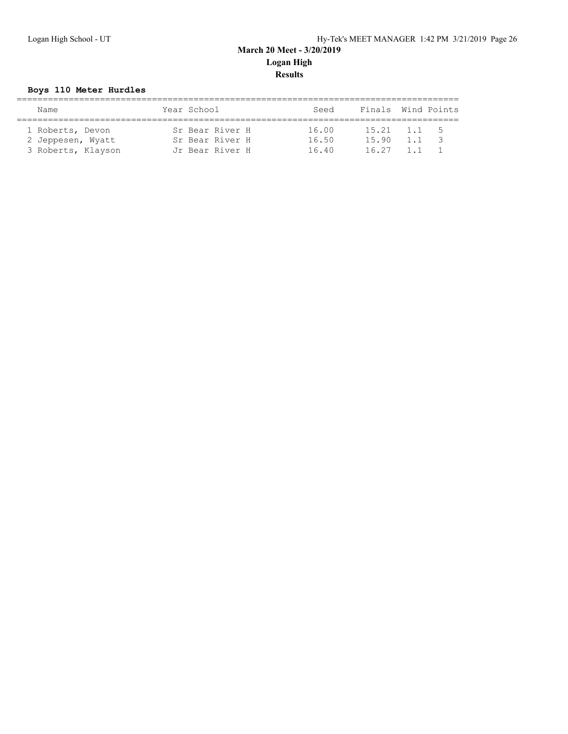## March 20 Meet - 3/20/2019

## Logan High

## Results

### Boys 110 Meter Hurdles

| | Name | Year | School | Seed | Finals | Wind | Points |
|---|---|---|---|---|---|---|---|
| 1 | Roberts, Devon | Sr | Bear River H | 16.00 | 15.21 | 1.1 | 5 |
| 2 | Jeppesen, Wyatt | Sr | Bear River H | 16.50 | 15.90 | 1.1 | 3 |
| 3 | Roberts, Klayson | Jr | Bear River H | 16.40 | 16.27 | 1.1 | 1 |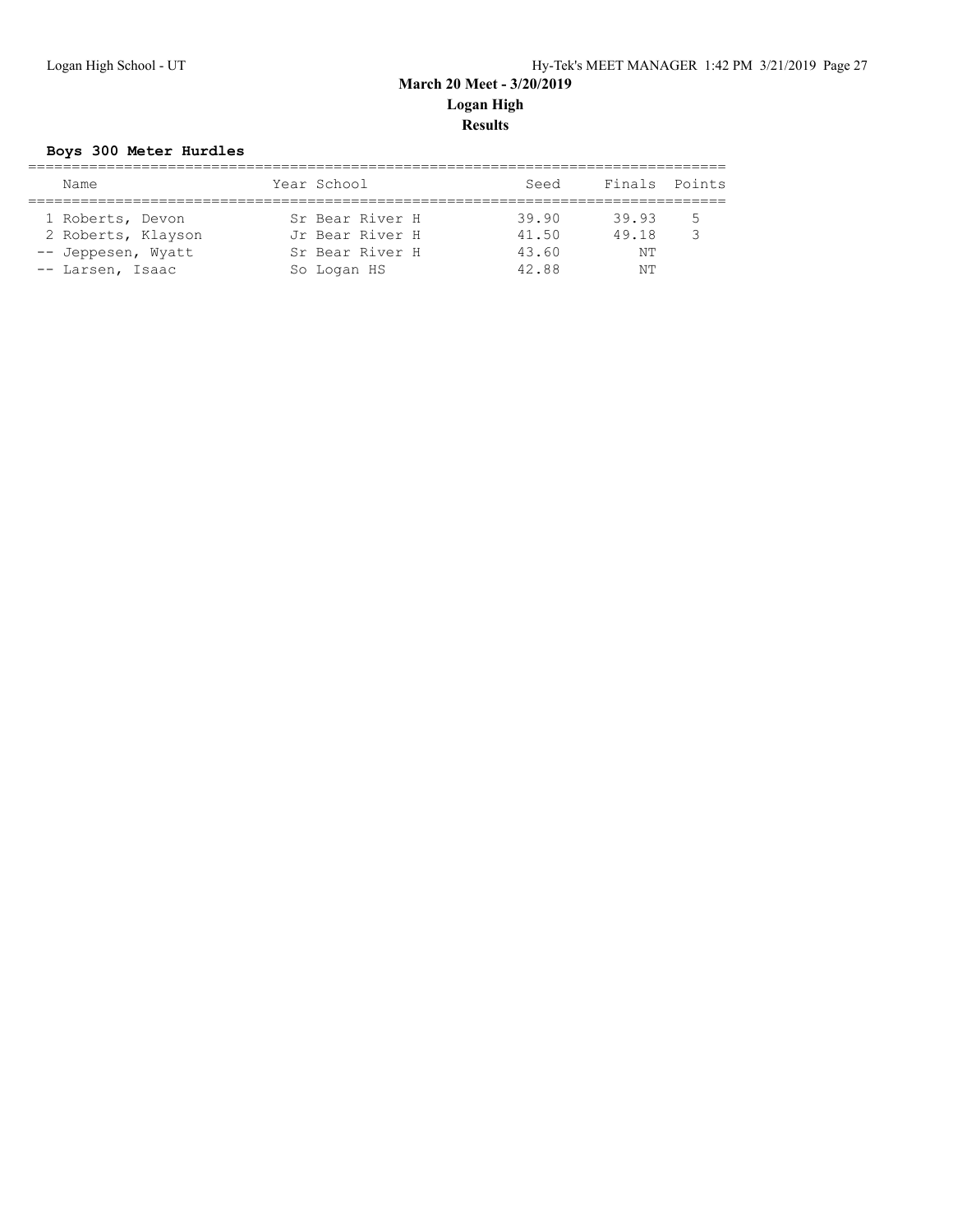**March 20 Meet - 3/20/2019**
**Logan High**
**Results**

### Boys 300 Meter Hurdles

| | Name | Year | School | Seed | Finals | Points |
|---|---|---|---|---|---|---|
| 1 | Roberts, Devon | Sr | Bear River H | 39.90 | 39.93 | 5 |
| 2 | Roberts, Klayson | Jr | Bear River H | 41.50 | 49.18 | 3 |
| -- | Jeppesen, Wyatt | Sr | Bear River H | 43.60 | NT | |
| -- | Larsen, Isaac | So | Logan HS | 42.88 | NT | |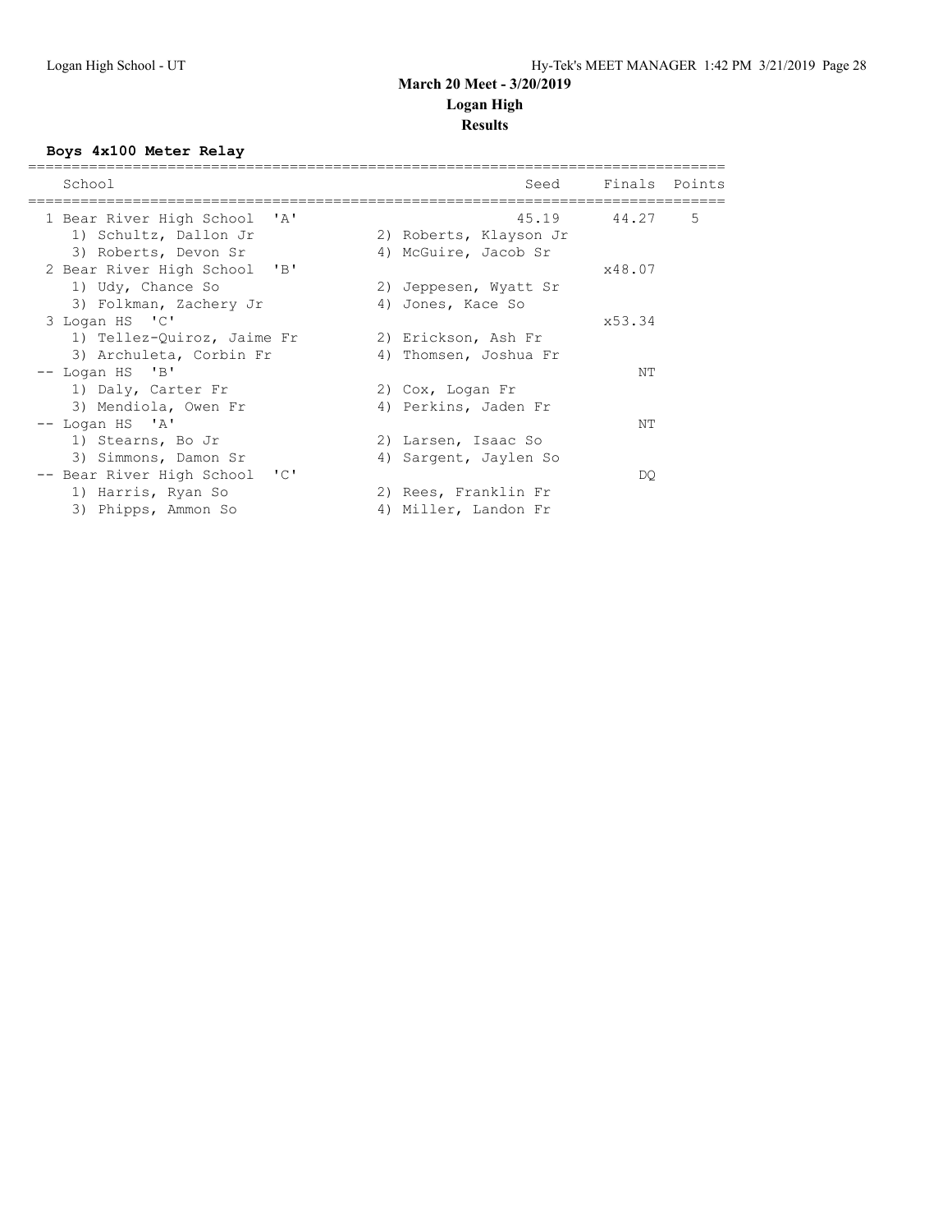# March 20 Meet - 3/20/2019

## Logan High

### Results

**Boys 4x100 Meter Relay**

| School | Seed | Finals | Points |
|---|---|---|---|
| 1 Bear River High School 'A' | 45.19 | 44.27 | 5 |
| 1) Schultz, Dallon Jr | 2) Roberts, Klayson Jr | | |
| 3) Roberts, Devon Sr | 4) McGuire, Jacob Sr | | |
| 2 Bear River High School 'B' | | x48.07 | |
| 1) Udy, Chance So | 2) Jeppesen, Wyatt Sr | | |
| 3) Folkman, Zachery Jr | 4) Jones, Kace So | | |
| 3 Logan HS 'C' | | x53.34 | |
| 1) Tellez-Quiroz, Jaime Fr | 2) Erickson, Ash Fr | | |
| 3) Archuleta, Corbin Fr | 4) Thomsen, Joshua Fr | | |
| -- Logan HS 'B' | | NT | |
| 1) Daly, Carter Fr | 2) Cox, Logan Fr | | |
| 3) Mendiola, Owen Fr | 4) Perkins, Jaden Fr | | |
| -- Logan HS 'A' | | NT | |
| 1) Stearns, Bo Jr | 2) Larsen, Isaac So | | |
| 3) Simmons, Damon Sr | 4) Sargent, Jaylen So | | |
| -- Bear River High School 'C' | | DQ | |
| 1) Harris, Ryan So | 2) Rees, Franklin Fr | | |
| 3) Phipps, Ammon So | 4) Miller, Landon Fr | | |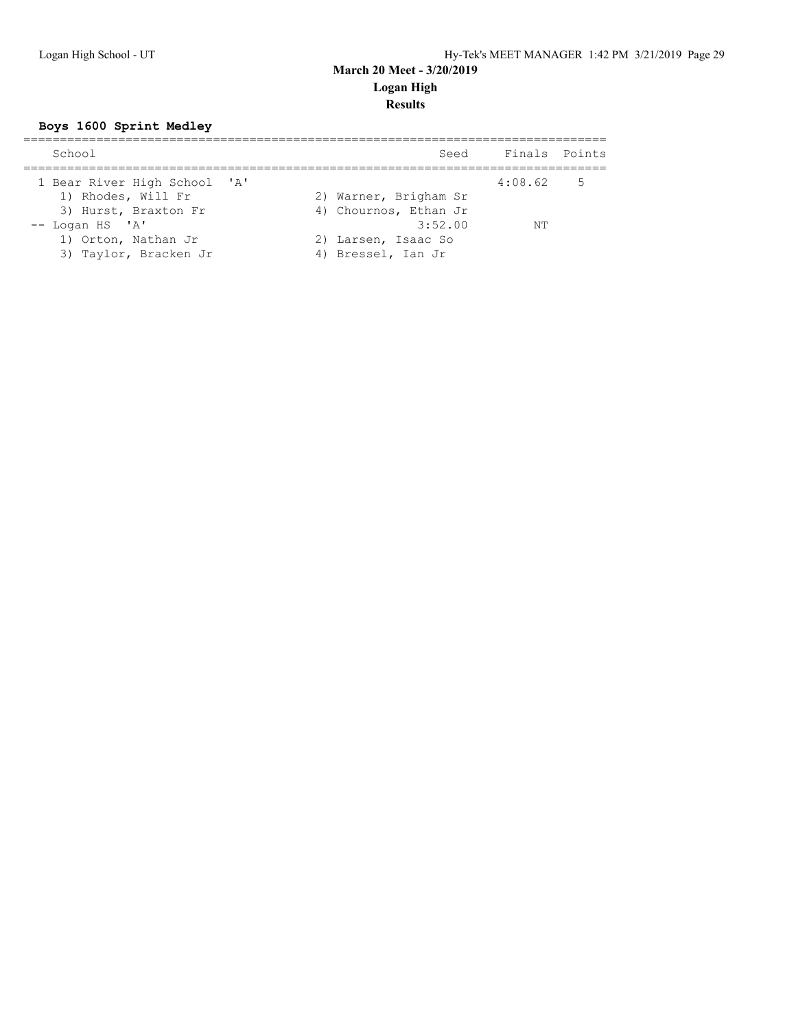**March 20 Meet - 3/20/2019**

**Logan High**

**Results**

### Boys 1600 Sprint Medley

| School | Seed | Finals | Points |
|---|---|---|---|
| 1 Bear River High School 'A' | | 4:08.62 | 5 |
| 1) Rhodes, Will Fr | 2) Warner, Brigham Sr | | |
| 3) Hurst, Braxton Fr | 4) Chournos, Ethan Jr | | |
| -- Logan HS 'A' | 3:52.00 | NT | |
| 1) Orton, Nathan Jr | 2) Larsen, Isaac So | | |
| 3) Taylor, Bracken Jr | 4) Bressel, Ian Jr | | |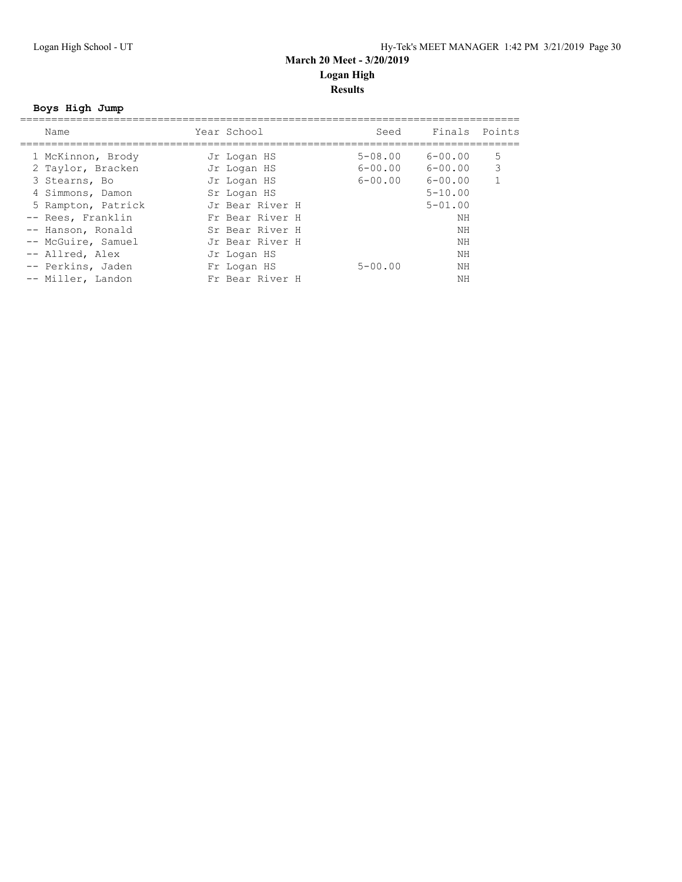# March 20 Meet - 3/20/2019

## Logan High

### Results

**Boys High Jump**

| | Name | Year | School | Seed | Finals | Points |
|---|---|---|---|---|---|---|
| 1 | McKinnon, Brody | Jr | Logan HS | 5-08.00 | 6-00.00 | 5 |
| 2 | Taylor, Bracken | Jr | Logan HS | 6-00.00 | 6-00.00 | 3 |
| 3 | Stearns, Bo | Jr | Logan HS | 6-00.00 | 6-00.00 | 1 |
| 4 | Simmons, Damon | Sr | Logan HS | | 5-10.00 | |
| 5 | Rampton, Patrick | Jr | Bear River H | | 5-01.00 | |
| -- | Rees, Franklin | Fr | Bear River H | | NH | |
| -- | Hanson, Ronald | Sr | Bear River H | | NH | |
| -- | McGuire, Samuel | Jr | Bear River H | | NH | |
| -- | Allred, Alex | Jr | Logan HS | | NH | |
| -- | Perkins, Jaden | Fr | Logan HS | 5-00.00 | NH | |
| -- | Miller, Landon | Fr | Bear River H | | NH | |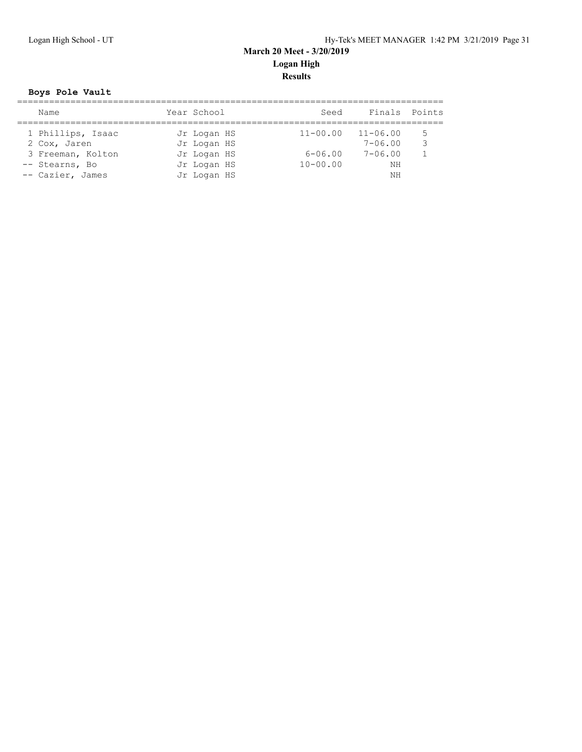## March 20 Meet - 3/20/2019

## Logan High

## Results

**Boys Pole Vault**

| | Name | Year | School | Seed | Finals | Points |
|---|---|---|---|---|---|---|
| 1 | Phillips, Isaac | Jr | Logan HS | 11-00.00 | 11-06.00 | 5 |
| 2 | Cox, Jaren | Jr | Logan HS | | 7-06.00 | 3 |
| 3 | Freeman, Kolton | Jr | Logan HS | 6-06.00 | 7-06.00 | 1 |
| -- | Stearns, Bo | Jr | Logan HS | 10-00.00 | NH | |
| -- | Cazier, James | Jr | Logan HS | | NH | |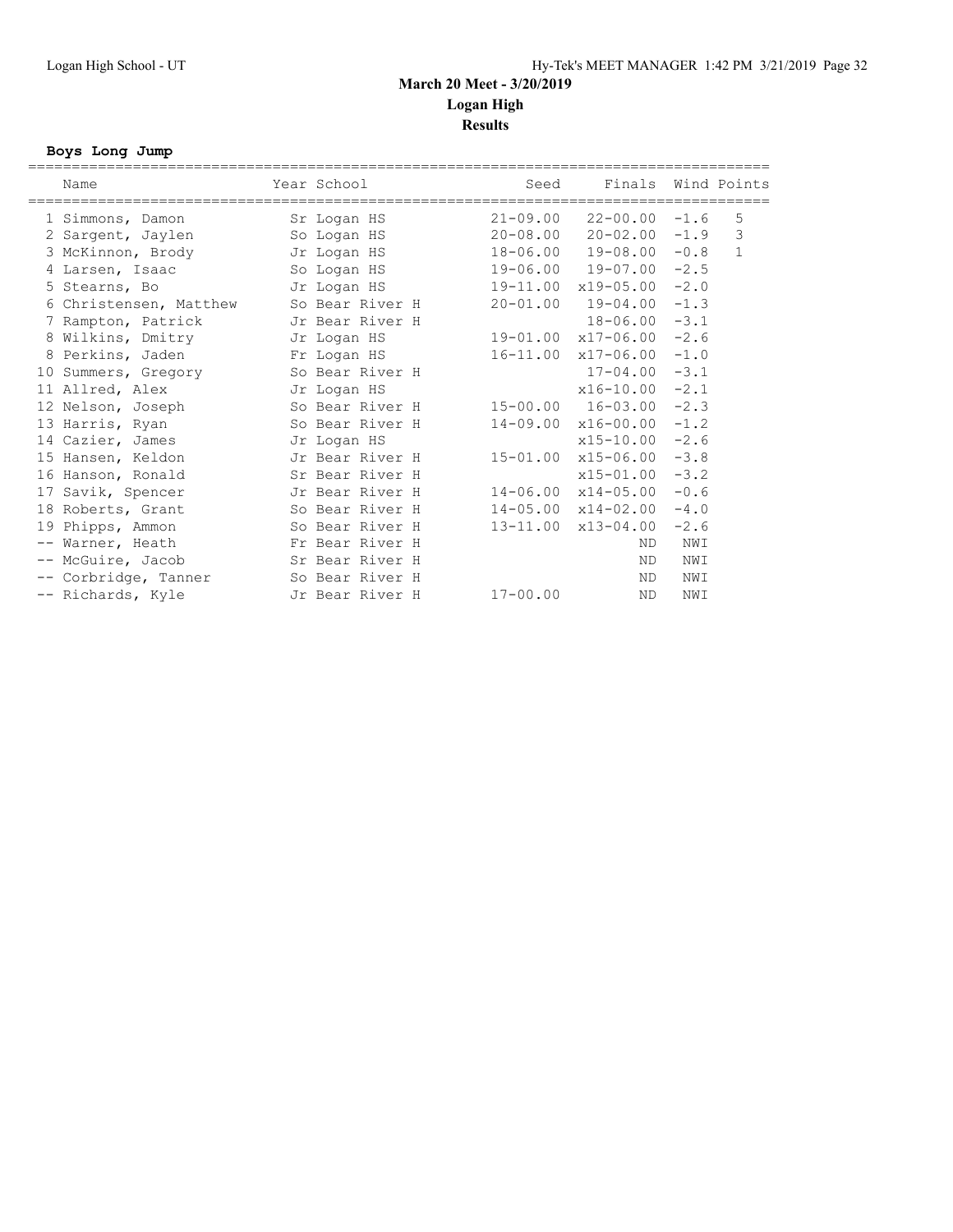# March 20 Meet - 3/20/2019
## Logan High
### Results

**Boys Long Jump**

| Place | Name | Year | School | Seed | Finals | Wind | Points |
|---|---|---|---|---|---|---|---|
| 1 | Simmons, Damon | Sr | Logan HS | 21-09.00 | 22-00.00 | -1.6 | 5 |
| 2 | Sargent, Jaylen | So | Logan HS | 20-08.00 | 20-02.00 | -1.9 | 3 |
| 3 | McKinnon, Brody | Jr | Logan HS | 18-06.00 | 19-08.00 | -0.8 | 1 |
| 4 | Larsen, Isaac | So | Logan HS | 19-06.00 | 19-07.00 | -2.5 | |
| 5 | Stearns, Bo | Jr | Logan HS | 19-11.00 | x19-05.00 | -2.0 | |
| 6 | Christensen, Matthew | So | Bear River H | 20-01.00 | 19-04.00 | -1.3 | |
| 7 | Rampton, Patrick | Jr | Bear River H | | 18-06.00 | -3.1 | |
| 8 | Wilkins, Dmitry | Jr | Logan HS | 19-01.00 | x17-06.00 | -2.6 | |
| 8 | Perkins, Jaden | Fr | Logan HS | 16-11.00 | x17-06.00 | -1.0 | |
| 10 | Summers, Gregory | So | Bear River H | | 17-04.00 | -3.1 | |
| 11 | Allred, Alex | Jr | Logan HS | | x16-10.00 | -2.1 | |
| 12 | Nelson, Joseph | So | Bear River H | 15-00.00 | 16-03.00 | -2.3 | |
| 13 | Harris, Ryan | So | Bear River H | 14-09.00 | x16-00.00 | -1.2 | |
| 14 | Cazier, James | Jr | Logan HS | | x15-10.00 | -2.6 | |
| 15 | Hansen, Keldon | Jr | Bear River H | 15-01.00 | x15-06.00 | -3.8 | |
| 16 | Hanson, Ronald | Sr | Bear River H | | x15-01.00 | -3.2 | |
| 17 | Savik, Spencer | Jr | Bear River H | 14-06.00 | x14-05.00 | -0.6 | |
| 18 | Roberts, Grant | So | Bear River H | 14-05.00 | x14-02.00 | -4.0 | |
| 19 | Phipps, Ammon | So | Bear River H | 13-11.00 | x13-04.00 | -2.6 | |
| -- | Warner, Heath | Fr | Bear River H | | ND | NWI | |
| -- | McGuire, Jacob | Sr | Bear River H | | ND | NWI | |
| -- | Corbridge, Tanner | So | Bear River H | | ND | NWI | |
| -- | Richards, Kyle | Jr | Bear River H | 17-00.00 | ND | NWI | |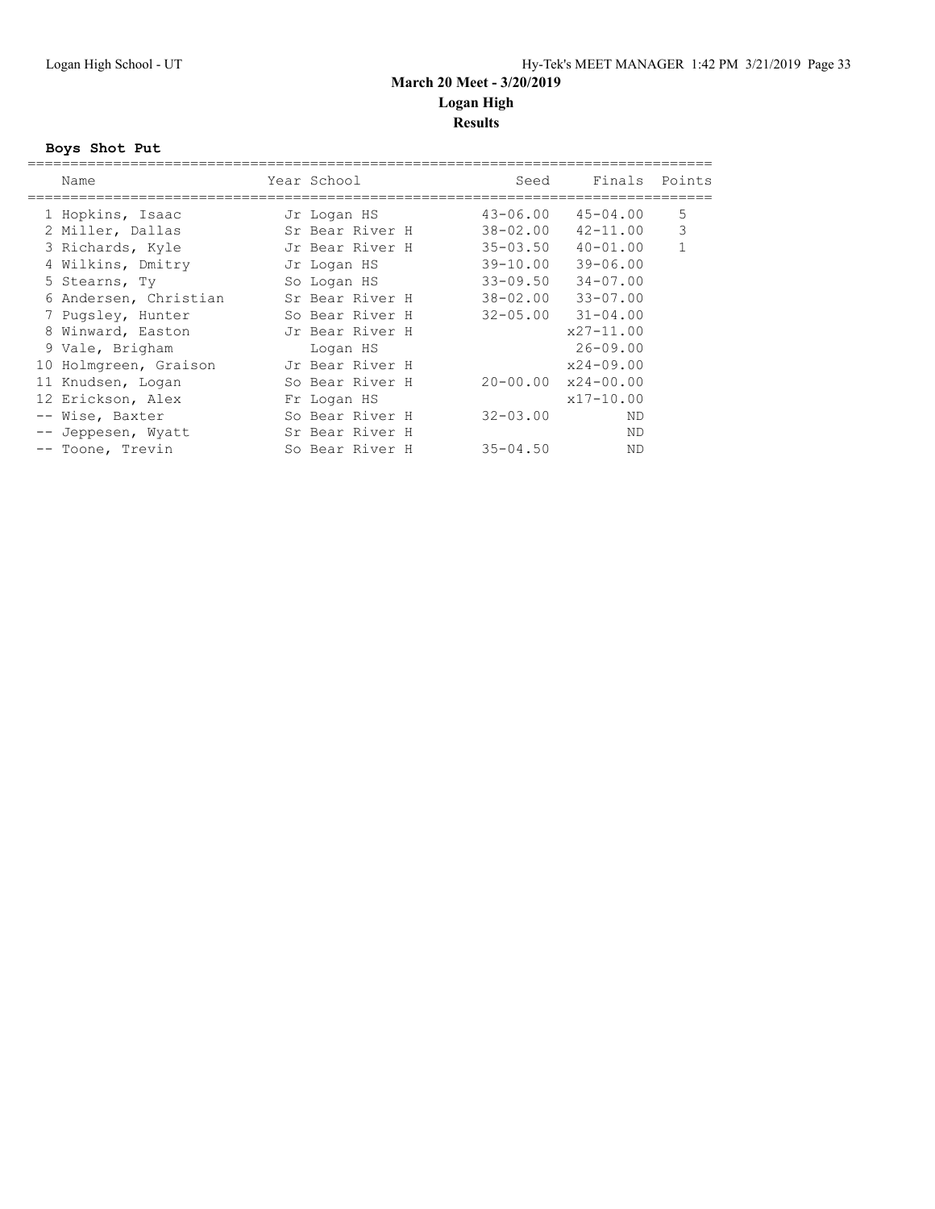# March 20 Meet - 3/20/2019

## Logan High

### Results

**Boys Shot Put**

| | Name | Year | School | Seed | Finals | Points |
|---|---|---|---|---|---|---|
| 1 | Hopkins, Isaac | Jr | Logan HS | 43-06.00 | 45-04.00 | 5 |
| 2 | Miller, Dallas | Sr | Bear River H | 38-02.00 | 42-11.00 | 3 |
| 3 | Richards, Kyle | Jr | Bear River H | 35-03.50 | 40-01.00 | 1 |
| 4 | Wilkins, Dmitry | Jr | Logan HS | 39-10.00 | 39-06.00 | |
| 5 | Stearns, Ty | So | Logan HS | 33-09.50 | 34-07.00 | |
| 6 | Andersen, Christian | Sr | Bear River H | 38-02.00 | 33-07.00 | |
| 7 | Pugsley, Hunter | So | Bear River H | 32-05.00 | 31-04.00 | |
| 8 | Winward, Easton | Jr | Bear River H | | x27-11.00 | |
| 9 | Vale, Brigham | | Logan HS | | 26-09.00 | |
| 10 | Holmgreen, Graison | Jr | Bear River H | | x24-09.00 | |
| 11 | Knudsen, Logan | So | Bear River H | 20-00.00 | x24-00.00 | |
| 12 | Erickson, Alex | Fr | Logan HS | | x17-10.00 | |
| -- | Wise, Baxter | So | Bear River H | 32-03.00 | ND | |
| -- | Jeppesen, Wyatt | Sr | Bear River H | | ND | |
| -- | Toone, Trevin | So | Bear River H | 35-04.50 | ND | |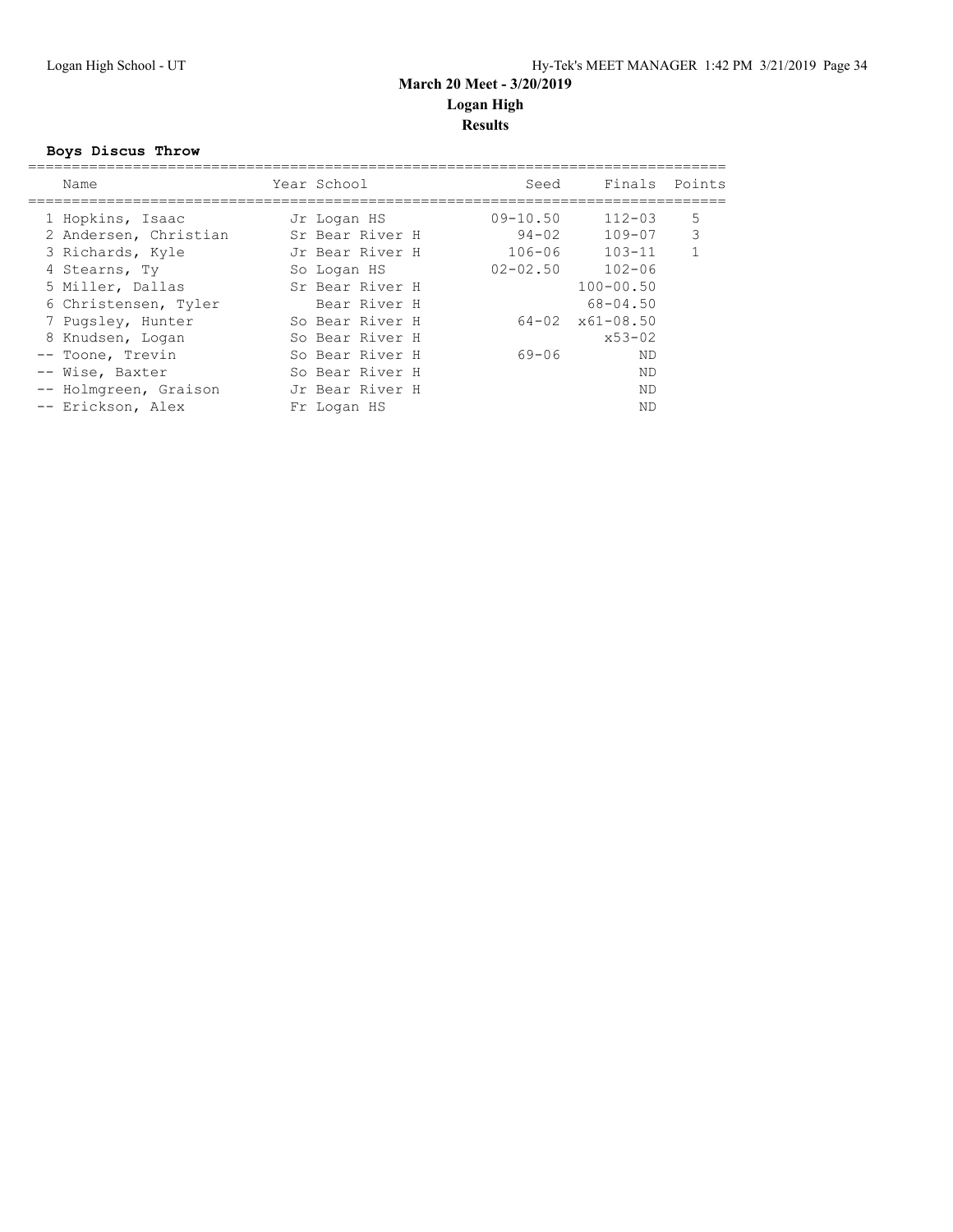# March 20 Meet - 3/20/2019

## Logan High

### Results

**Boys Discus Throw**

| Place | Name | Year | School | Seed | Finals | Points |
|---|---|---|---|---|---|---|
| 1 | Hopkins, Isaac | Jr | Logan HS | 09-10.50 | 112-03 | 5 |
| 2 | Andersen, Christian | Sr | Bear River H | 94-02 | 109-07 | 3 |
| 3 | Richards, Kyle | Jr | Bear River H | 106-06 | 103-11 | 1 |
| 4 | Stearns, Ty | So | Logan HS | 02-02.50 | 102-06 | |
| 5 | Miller, Dallas | Sr | Bear River H | | 100-00.50 | |
| 6 | Christensen, Tyler | | Bear River H | | 68-04.50 | |
| 7 | Pugsley, Hunter | So | Bear River H | 64-02 | x61-08.50 | |
| 8 | Knudsen, Logan | So | Bear River H | | x53-02 | |
| -- | Toone, Trevin | So | Bear River H | 69-06 | ND | |
| -- | Wise, Baxter | So | Bear River H | | ND | |
| -- | Holmgreen, Graison | Jr | Bear River H | | ND | |
| -- | Erickson, Alex | Fr | Logan HS | | ND | |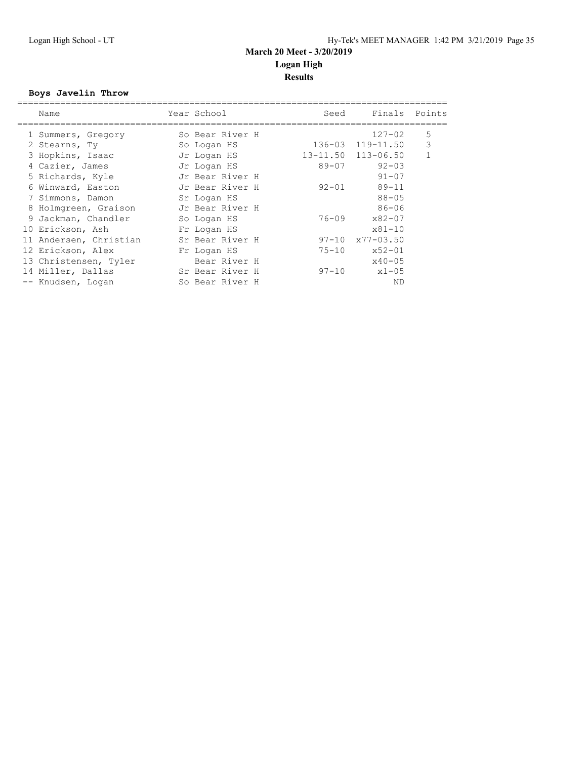# March 20 Meet - 3/20/2019

## Logan High

## Results

### Boys Javelin Throw

| | Name | Year | School | Seed | Finals | Points |
|---|---|---|---|---|---|---|
| 1 | Summers, Gregory | So | Bear River H | | 127-02 | 5 |
| 2 | Stearns, Ty | So | Logan HS | 136-03 | 119-11.50 | 3 |
| 3 | Hopkins, Isaac | Jr | Logan HS | 13-11.50 | 113-06.50 | 1 |
| 4 | Cazier, James | Jr | Logan HS | 89-07 | 92-03 | |
| 5 | Richards, Kyle | Jr | Bear River H | | 91-07 | |
| 6 | Winward, Easton | Jr | Bear River H | 92-01 | 89-11 | |
| 7 | Simmons, Damon | Sr | Logan HS | | 88-05 | |
| 8 | Holmgreen, Graison | Jr | Bear River H | | 86-06 | |
| 9 | Jackman, Chandler | So | Logan HS | 76-09 | x82-07 | |
| 10 | Erickson, Ash | Fr | Logan HS | | x81-10 | |
| 11 | Andersen, Christian | Sr | Bear River H | 97-10 | x77-03.50 | |
| 12 | Erickson, Alex | Fr | Logan HS | 75-10 | x52-01 | |
| 13 | Christensen, Tyler | | Bear River H | | x40-05 | |
| 14 | Miller, Dallas | Sr | Bear River H | 97-10 | x1-05 | |
| -- | Knudsen, Logan | So | Bear River H | | ND | |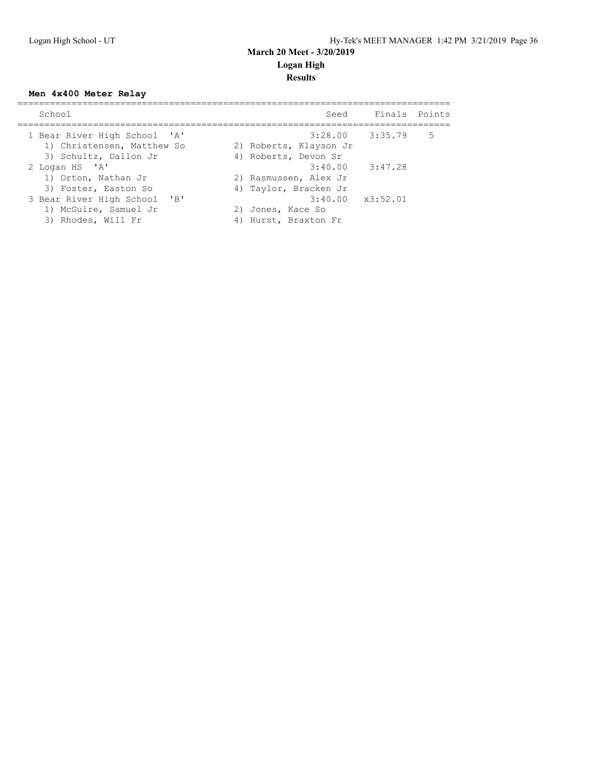# March 20 Meet - 3/20/2019

## Logan High

### Results

**Men 4x400 Meter Relay**

| | School | Seed | Finals | Points |
|---|---|---|---|---|
| 1 | Bear River High School 'A' | 3:28.00 | 3:35.79 | 5 |
| | 1) Christensen, Matthew So | 2) Roberts, Klayson Jr | | |
| | 3) Schultz, Dallon Jr | 4) Roberts, Devon Sr | | |
| 2 | Logan HS 'A' | 3:40.00 | 3:47.28 | |
| | 1) Orton, Nathan Jr | 2) Rasmussen, Alex Jr | | |
| | 3) Foster, Easton So | 4) Taylor, Bracken Jr | | |
| 3 | Bear River High School 'B' | 3:40.00 | x3:52.01 | |
| | 1) McGuire, Samuel Jr | 2) Jones, Kace So | | |
| | 3) Rhodes, Will Fr | 4) Hurst, Braxton Fr | | |